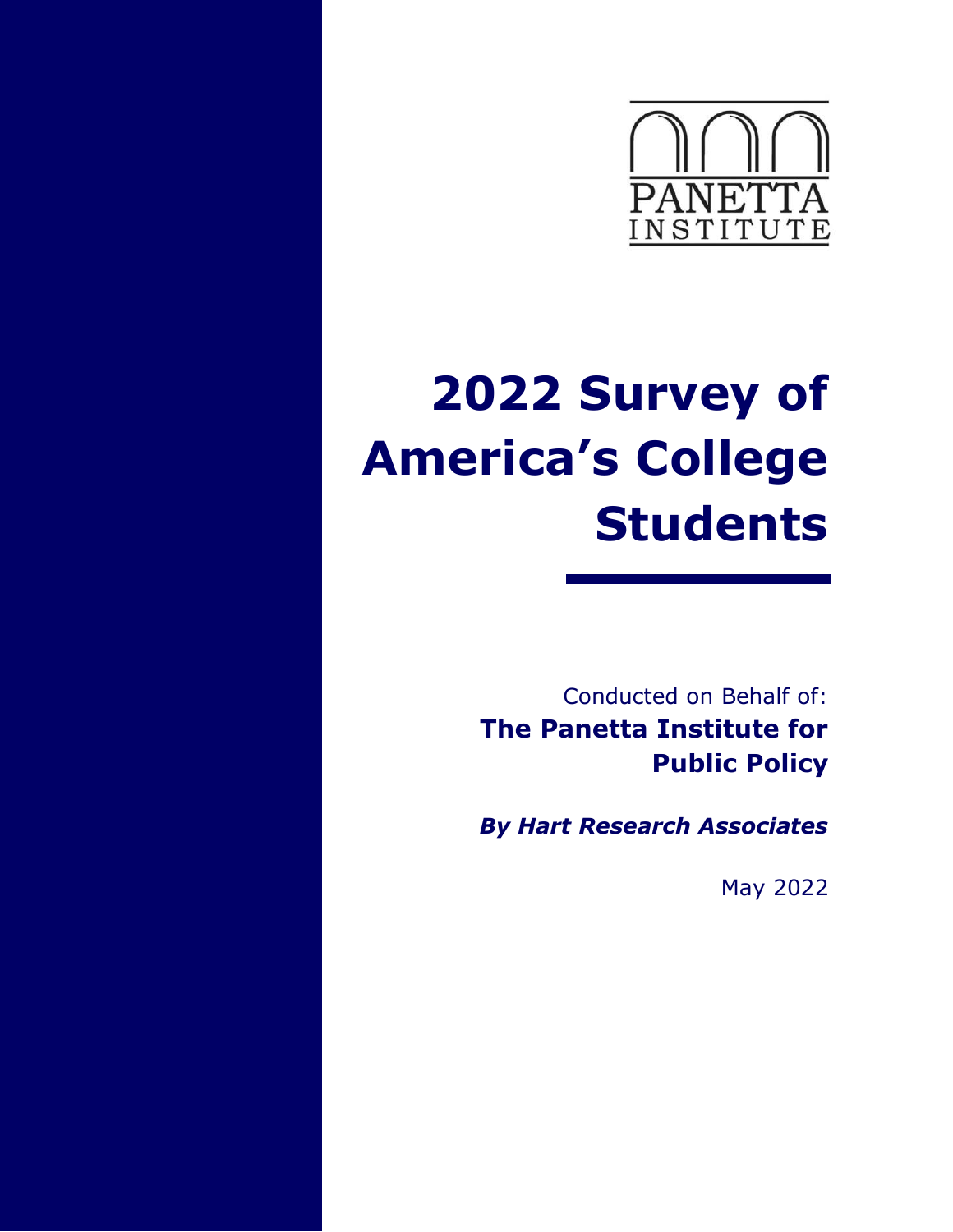PANETTA INSTITUTE

# 2022 Survey of America's College Students

Conducted on Behalf of:

**The Panetta Institute for Public Policy**

***By Hart Research Associates***

May 2022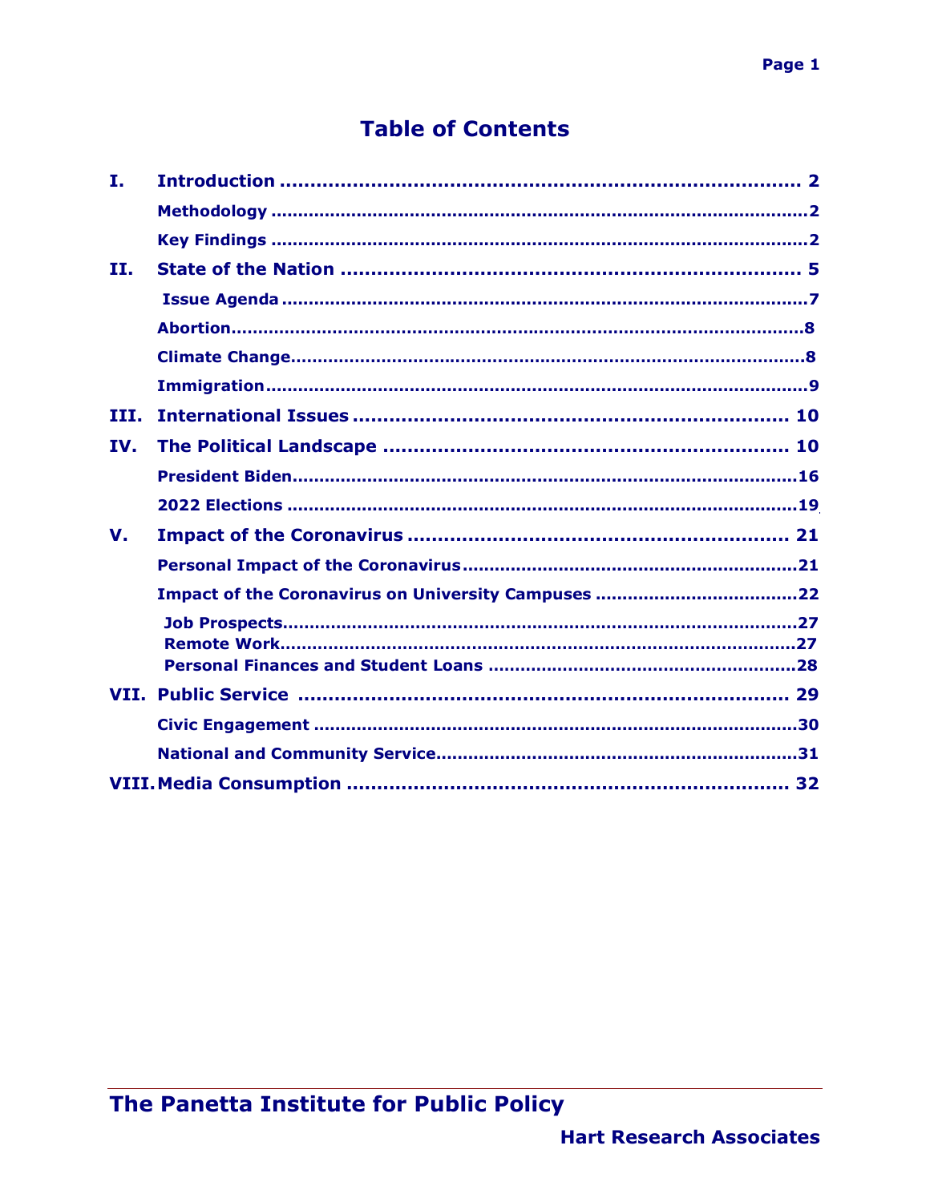# Table of Contents

| | | |
|---|---|---|
| **I.** | **Introduction** | **2** |
| | Methodology | 2 |
| | Key Findings | 2 |
| **II.** | **State of the Nation** | **5** |
| | Issue Agenda | 7 |
| | Abortion | 8 |
| | Climate Change | 8 |
| | Immigration | 9 |
| **III.** | **International Issues** | **10** |
| **IV.** | **The Political Landscape** | **10** |
| | President Biden | 16 |
| | 2022 Elections | 19 |
| **V.** | **Impact of the Coronavirus** | **21** |
| | Personal Impact of the Coronavirus | 21 |
| | Impact of the Coronavirus on University Campuses | 22 |
| | Job Prospects | 27 |
| | Remote Work | 27 |
| | Personal Finances and Student Loans | 28 |
| **VII.** | **Public Service** | **29** |
| | Civic Engagement | 30 |
| | National and Community Service | 31 |
| **VIII.** | **Media Consumption** | **32** |

The Panetta Institute for Public Policy

Hart Research Associates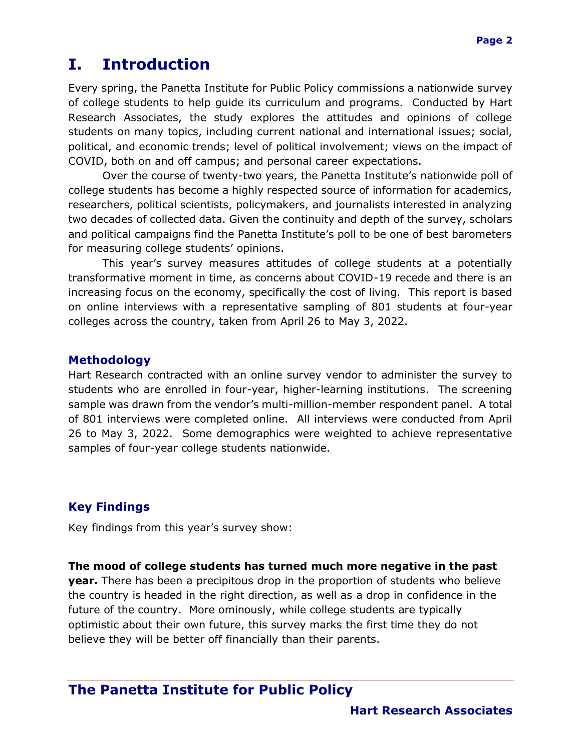# I. Introduction

Every spring, the Panetta Institute for Public Policy commissions a nationwide survey of college students to help guide its curriculum and programs. Conducted by Hart Research Associates, the study explores the attitudes and opinions of college students on many topics, including current national and international issues; social, political, and economic trends; level of political involvement; views on the impact of COVID, both on and off campus; and personal career expectations.

Over the course of twenty-two years, the Panetta Institute's nationwide poll of college students has become a highly respected source of information for academics, researchers, political scientists, policymakers, and journalists interested in analyzing two decades of collected data. Given the continuity and depth of the survey, scholars and political campaigns find the Panetta Institute's poll to be one of best barometers for measuring college students' opinions.

This year's survey measures attitudes of college students at a potentially transformative moment in time, as concerns about COVID-19 recede and there is an increasing focus on the economy, specifically the cost of living. This report is based on online interviews with a representative sampling of 801 students at four-year colleges across the country, taken from April 26 to May 3, 2022.

## Methodology

Hart Research contracted with an online survey vendor to administer the survey to students who are enrolled in four-year, higher-learning institutions. The screening sample was drawn from the vendor's multi-million-member respondent panel. A total of 801 interviews were completed online. All interviews were conducted from April 26 to May 3, 2022. Some demographics were weighted to achieve representative samples of four-year college students nationwide.

## Key Findings

Key findings from this year's survey show:

**The mood of college students has turned much more negative in the past year.** There has been a precipitous drop in the proportion of students who believe the country is headed in the right direction, as well as a drop in confidence in the future of the country. More ominously, while college students are typically optimistic about their own future, this survey marks the first time they do not believe they will be better off financially than their parents.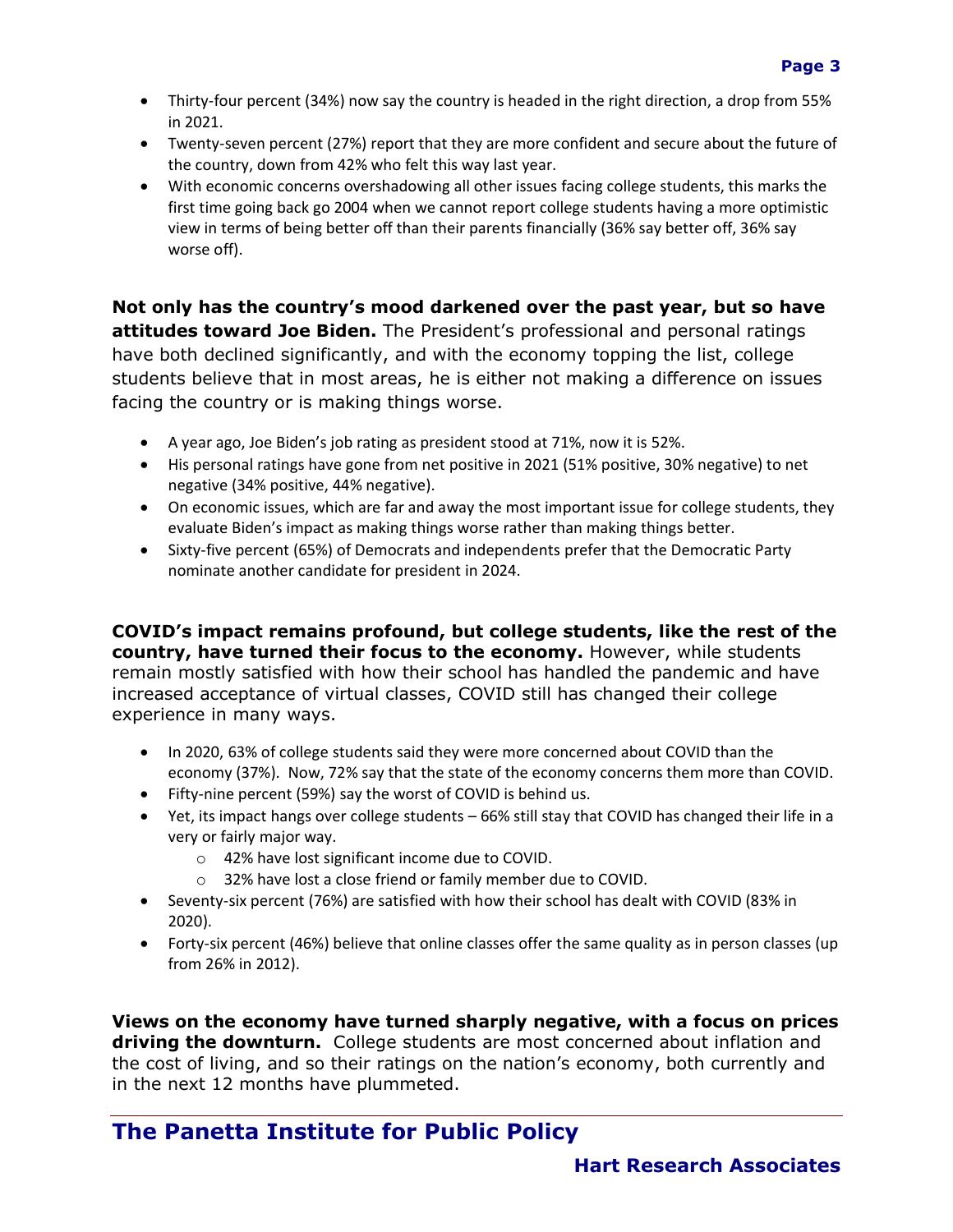- Thirty-four percent (34%) now say the country is headed in the right direction, a drop from 55% in 2021.
- Twenty-seven percent (27%) report that they are more confident and secure about the future of the country, down from 42% who felt this way last year.
- With economic concerns overshadowing all other issues facing college students, this marks the first time going back go 2004 when we cannot report college students having a more optimistic view in terms of being better off than their parents financially (36% say better off, 36% say worse off).

**Not only has the country's mood darkened over the past year, but so have attitudes toward Joe Biden.** The President's professional and personal ratings have both declined significantly, and with the economy topping the list, college students believe that in most areas, he is either not making a difference on issues facing the country or is making things worse.

- A year ago, Joe Biden's job rating as president stood at 71%, now it is 52%.
- His personal ratings have gone from net positive in 2021 (51% positive, 30% negative) to net negative (34% positive, 44% negative).
- On economic issues, which are far and away the most important issue for college students, they evaluate Biden's impact as making things worse rather than making things better.
- Sixty-five percent (65%) of Democrats and independents prefer that the Democratic Party nominate another candidate for president in 2024.

**COVID's impact remains profound, but college students, like the rest of the country, have turned their focus to the economy.** However, while students remain mostly satisfied with how their school has handled the pandemic and have increased acceptance of virtual classes, COVID still has changed their college experience in many ways.

- In 2020, 63% of college students said they were more concerned about COVID than the economy (37%). Now, 72% say that the state of the economy concerns them more than COVID.
- Fifty-nine percent (59%) say the worst of COVID is behind us.
- Yet, its impact hangs over college students – 66% still stay that COVID has changed their life in a very or fairly major way.
  - 42% have lost significant income due to COVID.
  - 32% have lost a close friend or family member due to COVID.
- Seventy-six percent (76%) are satisfied with how their school has dealt with COVID (83% in 2020).
- Forty-six percent (46%) believe that online classes offer the same quality as in person classes (up from 26% in 2012).

**Views on the economy have turned sharply negative, with a focus on prices driving the downturn.** College students are most concerned about inflation and the cost of living, and so their ratings on the nation's economy, both currently and in the next 12 months have plummeted.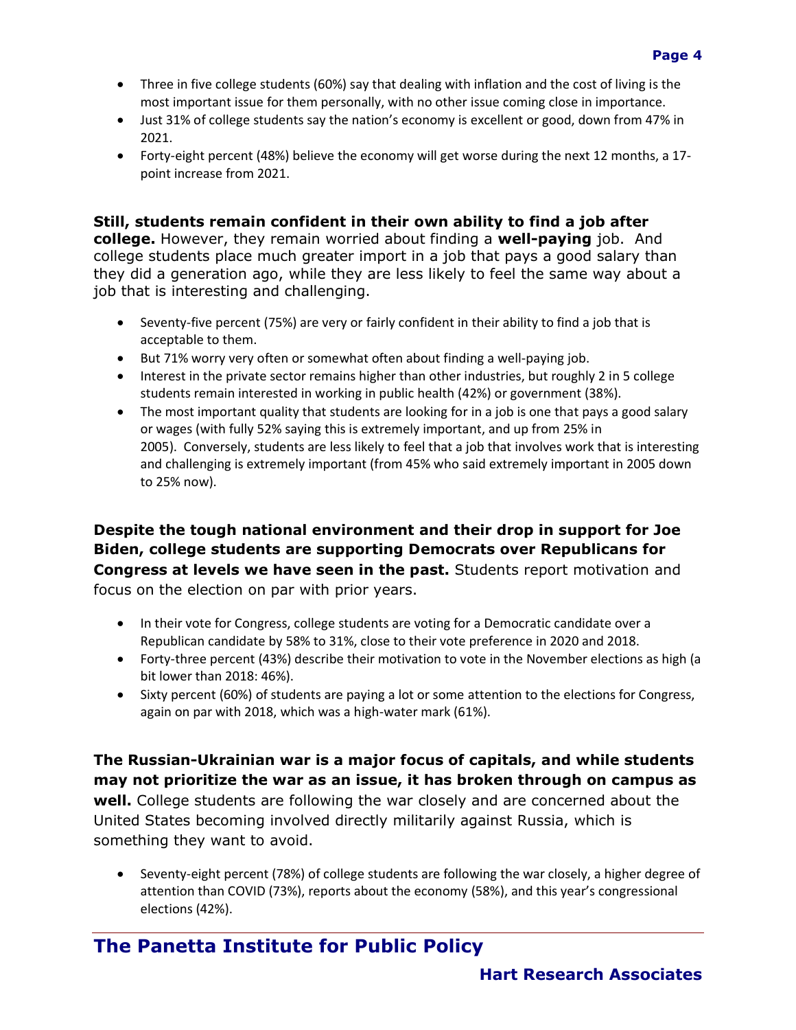- Three in five college students (60%) say that dealing with inflation and the cost of living is the most important issue for them personally, with no other issue coming close in importance.
- Just 31% of college students say the nation's economy is excellent or good, down from 47% in 2021.
- Forty-eight percent (48%) believe the economy will get worse during the next 12 months, a 17-point increase from 2021.

**Still, students remain confident in their own ability to find a job after college.** However, they remain worried about finding a **well-paying** job. And college students place much greater import in a job that pays a good salary than they did a generation ago, while they are less likely to feel the same way about a job that is interesting and challenging.

- Seventy-five percent (75%) are very or fairly confident in their ability to find a job that is acceptable to them.
- But 71% worry very often or somewhat often about finding a well-paying job.
- Interest in the private sector remains higher than other industries, but roughly 2 in 5 college students remain interested in working in public health (42%) or government (38%).
- The most important quality that students are looking for in a job is one that pays a good salary or wages (with fully 52% saying this is extremely important, and up from 25% in 2005). Conversely, students are less likely to feel that a job that involves work that is interesting and challenging is extremely important (from 45% who said extremely important in 2005 down to 25% now).

**Despite the tough national environment and their drop in support for Joe Biden, college students are supporting Democrats over Republicans for Congress at levels we have seen in the past.** Students report motivation and focus on the election on par with prior years.

- In their vote for Congress, college students are voting for a Democratic candidate over a Republican candidate by 58% to 31%, close to their vote preference in 2020 and 2018.
- Forty-three percent (43%) describe their motivation to vote in the November elections as high (a bit lower than 2018: 46%).
- Sixty percent (60%) of students are paying a lot or some attention to the elections for Congress, again on par with 2018, which was a high-water mark (61%).

**The Russian-Ukrainian war is a major focus of capitals, and while students may not prioritize the war as an issue, it has broken through on campus as well.** College students are following the war closely and are concerned about the United States becoming involved directly militarily against Russia, which is something they want to avoid.

- Seventy-eight percent (78%) of college students are following the war closely, a higher degree of attention than COVID (73%), reports about the economy (58%), and this year's congressional elections (42%).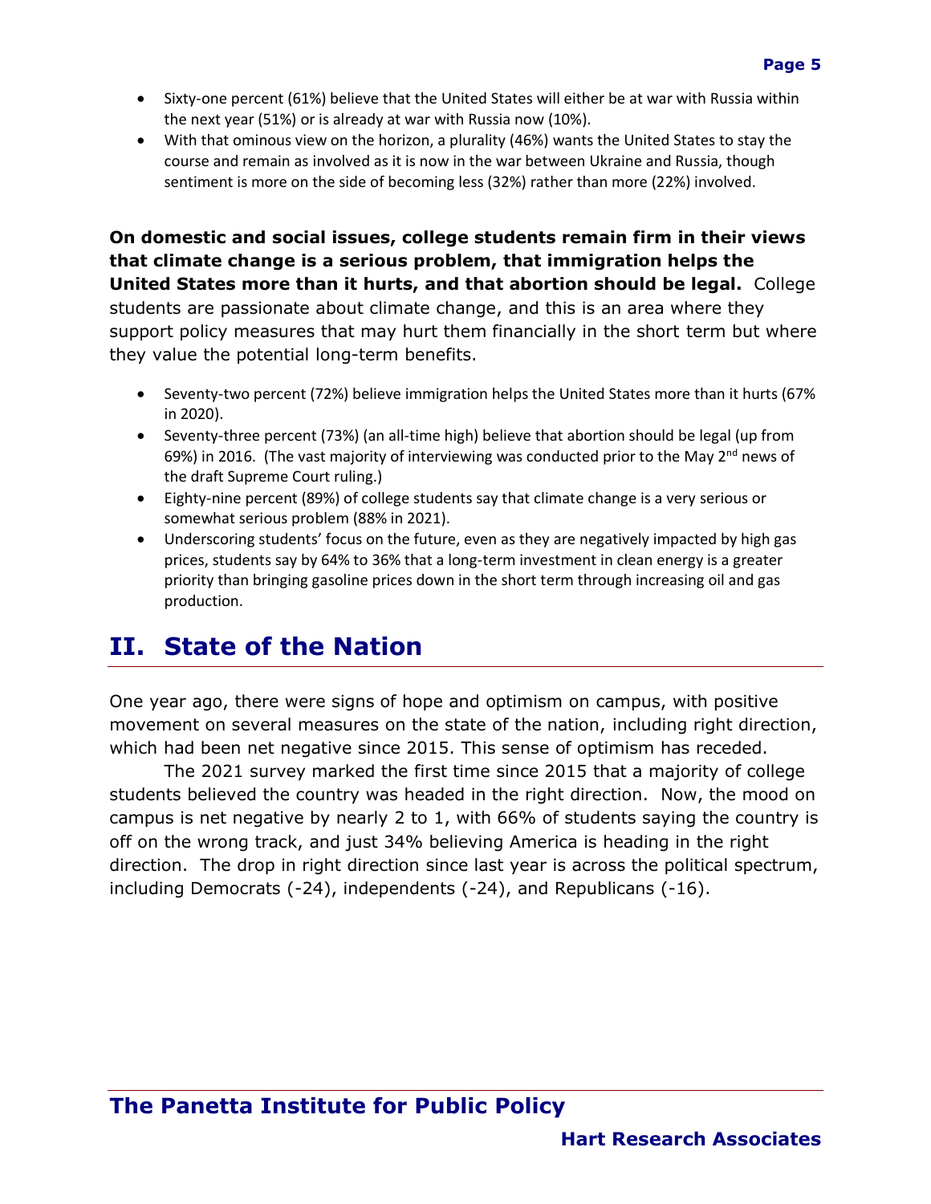- Sixty-one percent (61%) believe that the United States will either be at war with Russia within the next year (51%) or is already at war with Russia now (10%).
- With that ominous view on the horizon, a plurality (46%) wants the United States to stay the course and remain as involved as it is now in the war between Ukraine and Russia, though sentiment is more on the side of becoming less (32%) rather than more (22%) involved.

**On domestic and social issues, college students remain firm in their views that climate change is a serious problem, that immigration helps the United States more than it hurts, and that abortion should be legal.** College students are passionate about climate change, and this is an area where they support policy measures that may hurt them financially in the short term but where they value the potential long-term benefits.

- Seventy-two percent (72%) believe immigration helps the United States more than it hurts (67% in 2020).
- Seventy-three percent (73%) (an all-time high) believe that abortion should be legal (up from 69%) in 2016. (The vast majority of interviewing was conducted prior to the May 2nd news of the draft Supreme Court ruling.)
- Eighty-nine percent (89%) of college students say that climate change is a very serious or somewhat serious problem (88% in 2021).
- Underscoring students' focus on the future, even as they are negatively impacted by high gas prices, students say by 64% to 36% that a long-term investment in clean energy is a greater priority than bringing gasoline prices down in the short term through increasing oil and gas production.

## II. State of the Nation

One year ago, there were signs of hope and optimism on campus, with positive movement on several measures on the state of the nation, including right direction, which had been net negative since 2015. This sense of optimism has receded.

The 2021 survey marked the first time since 2015 that a majority of college students believed the country was headed in the right direction. Now, the mood on campus is net negative by nearly 2 to 1, with 66% of students saying the country is off on the wrong track, and just 34% believing America is heading in the right direction. The drop in right direction since last year is across the political spectrum, including Democrats (-24), independents (-24), and Republicans (-16).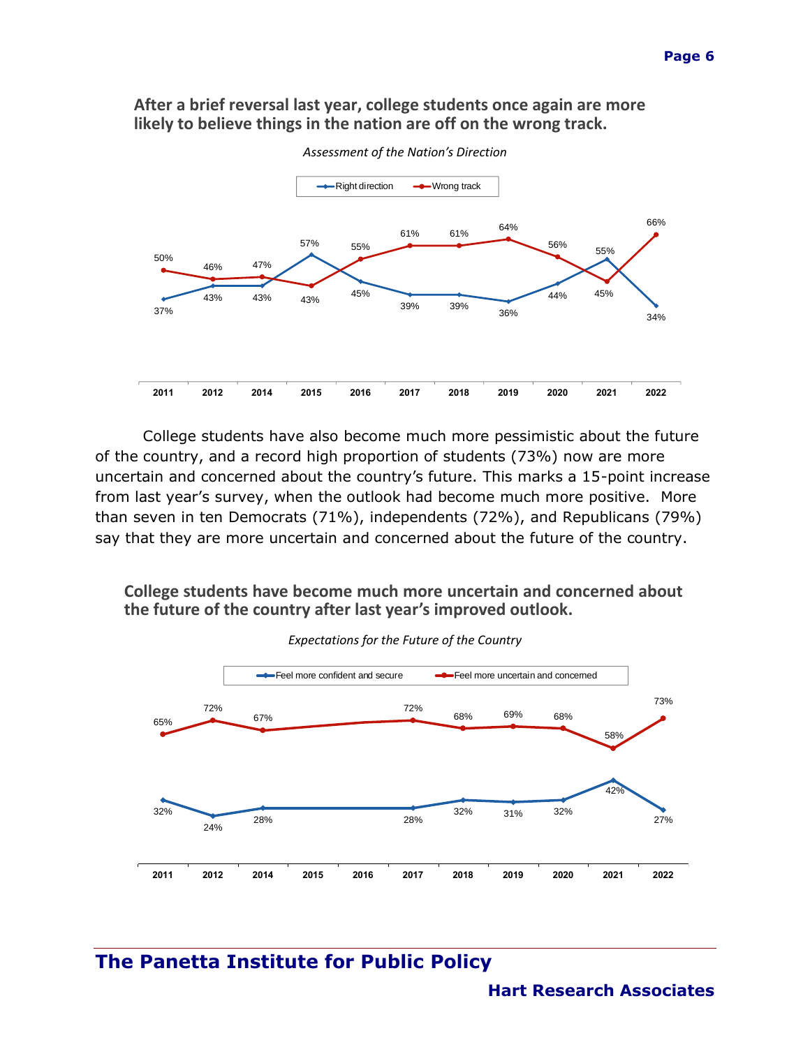**After a brief reversal last year, college students once again are more likely to believe things in the nation are off on the wrong track.**

*Assessment of the Nation's Direction*

| | 2011 | 2012 | 2014 | 2015 | 2016 | 2017 | 2018 | 2019 | 2020 | 2021 | 2022 |
|---|---|---|---|---|---|---|---|---|---|---|---|
| Right direction | 37% | 43% | 43% | 57% | 45% | 39% | 39% | 36% | 44% | 55% | 34% |
| Wrong track | 50% | 46% | 47% | 43% | 55% | 61% | 61% | 64% | 56% | 45% | 66% |

College students have also become much more pessimistic about the future of the country, and a record high proportion of students (73%) now are more uncertain and concerned about the country's future. This marks a 15-point increase from last year's survey, when the outlook had become much more positive. More than seven in ten Democrats (71%), independents (72%), and Republicans (79%) say that they are more uncertain and concerned about the future of the country.

**College students have become much more uncertain and concerned about the future of the country after last year's improved outlook.**

*Expectations for the Future of the Country*

| | 2011 | 2012 | 2014 | 2015 | 2016 | 2017 | 2018 | 2019 | 2020 | 2021 | 2022 |
|---|---|---|---|---|---|---|---|---|---|---|---|
| Feel more confident and secure | 32% | 24% | 28% | | | 28% | 32% | 31% | 32% | 42% | 27% |
| Feel more uncertain and concerned | 65% | 72% | 67% | | | 72% | 68% | 69% | 68% | 58% | 73% |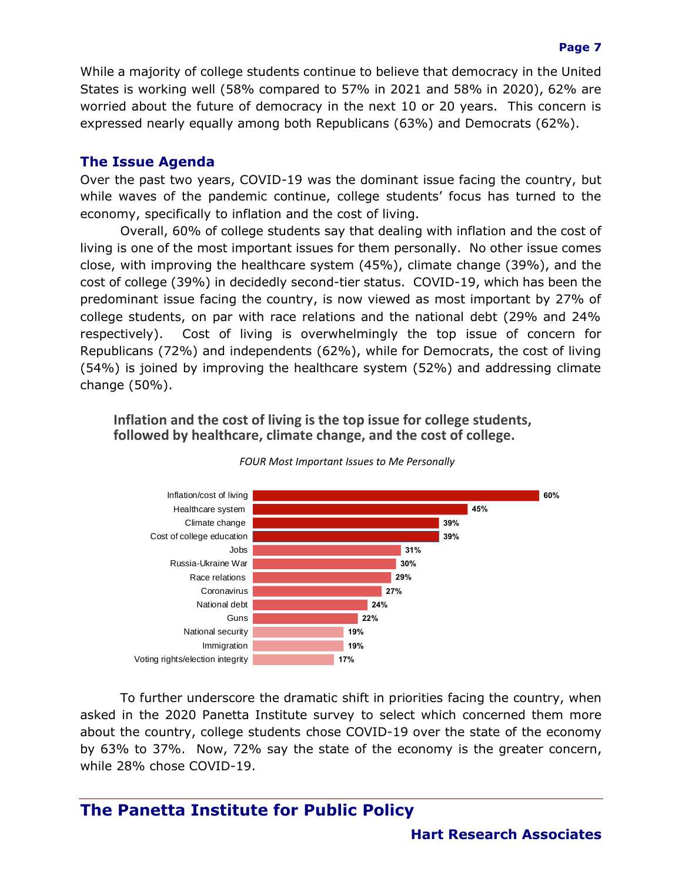While a majority of college students continue to believe that democracy in the United States is working well (58% compared to 57% in 2021 and 58% in 2020), 62% are worried about the future of democracy in the next 10 or 20 years. This concern is expressed nearly equally among both Republicans (63%) and Democrats (62%).

## The Issue Agenda

Over the past two years, COVID-19 was the dominant issue facing the country, but while waves of the pandemic continue, college students' focus has turned to the economy, specifically to inflation and the cost of living.

Overall, 60% of college students say that dealing with inflation and the cost of living is one of the most important issues for them personally. No other issue comes close, with improving the healthcare system (45%), climate change (39%), and the cost of college (39%) in decidedly second-tier status. COVID-19, which has been the predominant issue facing the country, is now viewed as most important by 27% of college students, on par with race relations and the national debt (29% and 24% respectively). Cost of living is overwhelmingly the top issue of concern for Republicans (72%) and independents (62%), while for Democrats, the cost of living (54%) is joined by improving the healthcare system (52%) and addressing climate change (50%).

**Inflation and the cost of living is the top issue for college students, followed by healthcare, climate change, and the cost of college.**

*FOUR Most Important Issues to Me Personally*

| Issue | % |
|---|---|
| Inflation/cost of living | 60% |
| Healthcare system | 45% |
| Climate change | 39% |
| Cost of college education | 39% |
| Jobs | 31% |
| Russia-Ukraine War | 30% |
| Race relations | 29% |
| Coronavirus | 27% |
| National debt | 24% |
| Guns | 22% |
| National security | 19% |
| Immigration | 19% |
| Voting rights/election integrity | 17% |

To further underscore the dramatic shift in priorities facing the country, when asked in the 2020 Panetta Institute survey to select which concerned them more about the country, college students chose COVID-19 over the state of the economy by 63% to 37%. Now, 72% say the state of the economy is the greater concern, while 28% chose COVID-19.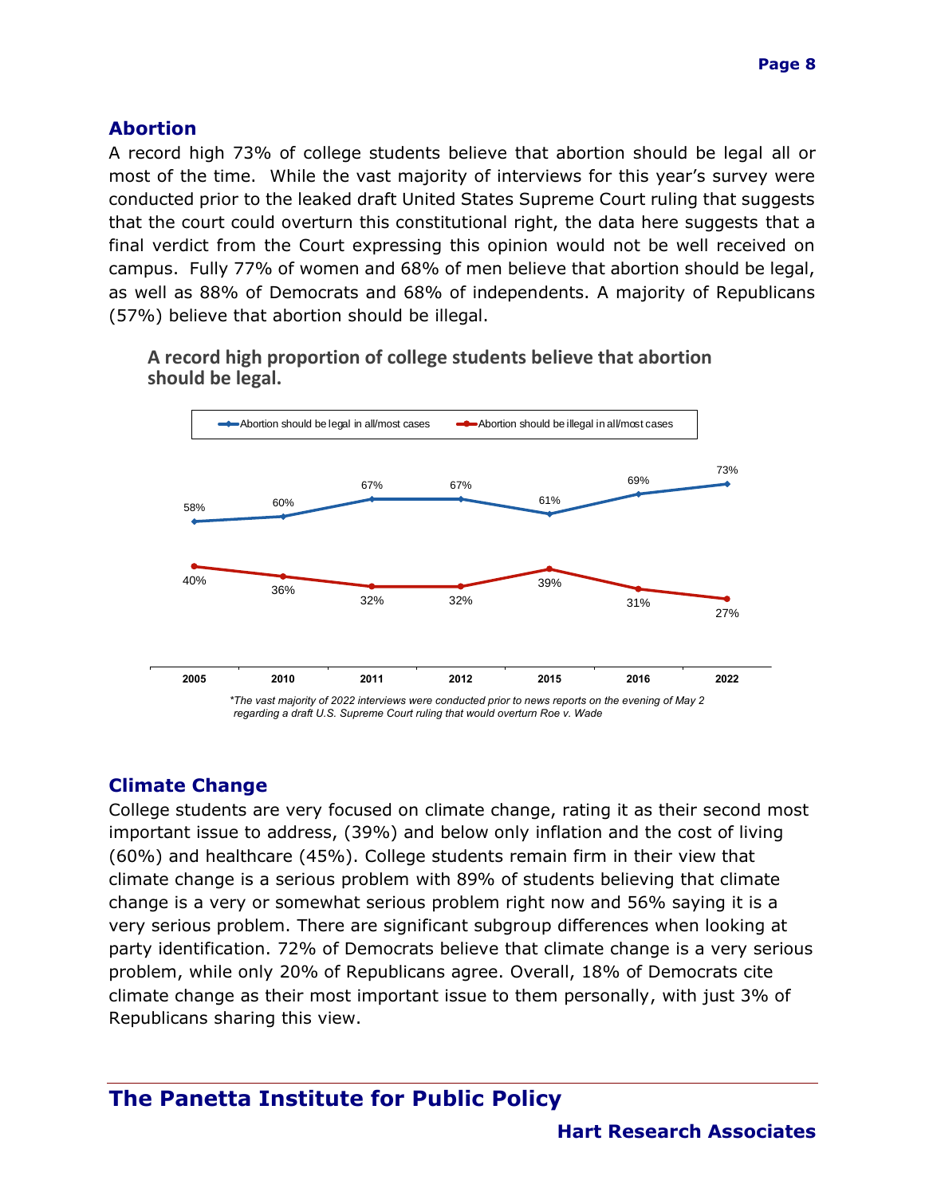## Abortion

A record high 73% of college students believe that abortion should be legal all or most of the time. While the vast majority of interviews for this year's survey were conducted prior to the leaked draft United States Supreme Court ruling that suggests that the court could overturn this constitutional right, the data here suggests that a final verdict from the Court expressing this opinion would not be well received on campus. Fully 77% of women and 68% of men believe that abortion should be legal, as well as 88% of Democrats and 68% of independents. A majority of Republicans (57%) believe that abortion should be illegal.

**A record high proportion of college students believe that abortion should be legal.**

| | 2005 | 2010 | 2011 | 2012 | 2015 | 2016 | 2022 |
|---|---|---|---|---|---|---|---|
| Abortion should be legal in all/most cases | 58% | 60% | 67% | 67% | 61% | 69% | 73% |
| Abortion should be illegal in all/most cases | 40% | 36% | 32% | 32% | 39% | 31% | 27% |

*\*The vast majority of 2022 interviews were conducted prior to news reports on the evening of May 2 regarding a draft U.S. Supreme Court ruling that would overturn Roe v. Wade*

## Climate Change

College students are very focused on climate change, rating it as their second most important issue to address, (39%) and below only inflation and the cost of living (60%) and healthcare (45%). College students remain firm in their view that climate change is a serious problem with 89% of students believing that climate change is a very or somewhat serious problem right now and 56% saying it is a very serious problem. There are significant subgroup differences when looking at party identification. 72% of Democrats believe that climate change is a very serious problem, while only 20% of Republicans agree. Overall, 18% of Democrats cite climate change as their most important issue to them personally, with just 3% of Republicans sharing this view.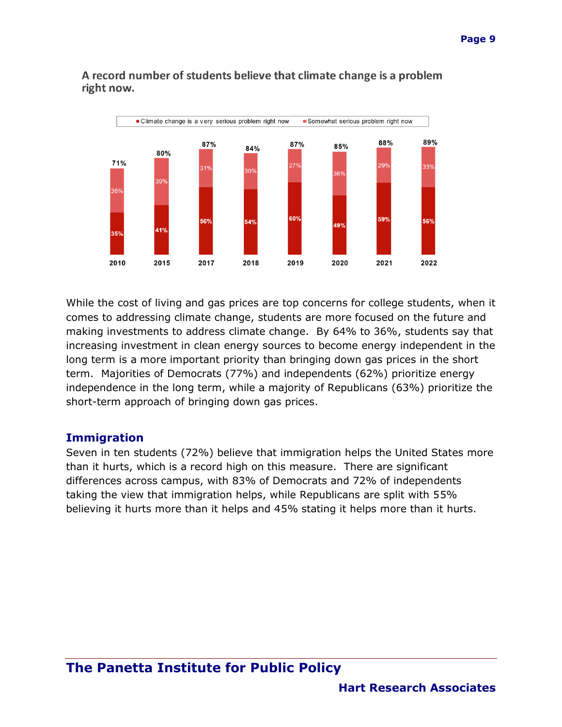**A record number of students believe that climate change is a problem right now.**

| Year | Climate change is a very serious problem right now | Somewhat serious problem right now | Total |
|---|---|---|---|
| 2010 | 35% | 36% | 71% |
| 2015 | 41% | 39% | 80% |
| 2017 | 56% | 31% | 87% |
| 2018 | 54% | 30% | 84% |
| 2019 | 60% | 27% | 87% |
| 2020 | 49% | 36% | 85% |
| 2021 | 59% | 29% | 88% |
| 2022 | 56% | 33% | 89% |

While the cost of living and gas prices are top concerns for college students, when it comes to addressing climate change, students are more focused on the future and making investments to address climate change. By 64% to 36%, students say that increasing investment in clean energy sources to become energy independent in the long term is a more important priority than bringing down gas prices in the short term. Majorities of Democrats (77%) and independents (62%) prioritize energy independence in the long term, while a majority of Republicans (63%) prioritize the short-term approach of bringing down gas prices.

## Immigration

Seven in ten students (72%) believe that immigration helps the United States more than it hurts, which is a record high on this measure. There are significant differences across campus, with 83% of Democrats and 72% of independents taking the view that immigration helps, while Republicans are split with 55% believing it hurts more than it helps and 45% stating it helps more than it hurts.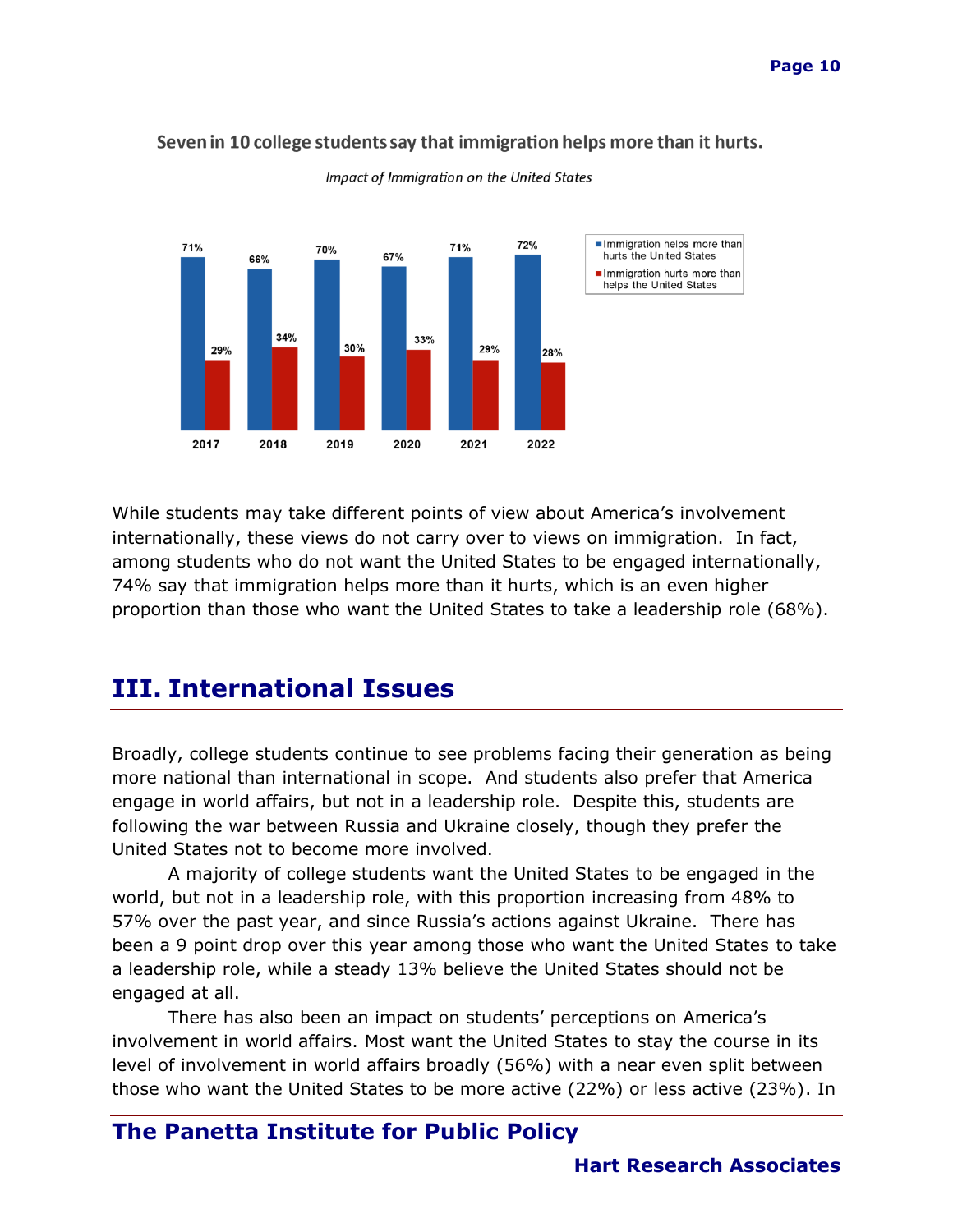**Seven in 10 college students say that immigration helps more than it hurts.**

*Impact of Immigration on the United States*

| | 2017 | 2018 | 2019 | 2020 | 2021 | 2022 |
|---|---|---|---|---|---|---|
| Immigration helps more than hurts the United States | 71% | 66% | 70% | 67% | 71% | 72% |
| Immigration hurts more than helps the United States | 29% | 34% | 30% | 33% | 29% | 28% |

While students may take different points of view about America's involvement internationally, these views do not carry over to views on immigration. In fact, among students who do not want the United States to be engaged internationally, 74% say that immigration helps more than it hurts, which is an even higher proportion than those who want the United States to take a leadership role (68%).

## III. International Issues

Broadly, college students continue to see problems facing their generation as being more national than international in scope. And students also prefer that America engage in world affairs, but not in a leadership role. Despite this, students are following the war between Russia and Ukraine closely, though they prefer the United States not to become more involved.

A majority of college students want the United States to be engaged in the world, but not in a leadership role, with this proportion increasing from 48% to 57% over the past year, and since Russia's actions against Ukraine. There has been a 9 point drop over this year among those who want the United States to take a leadership role, while a steady 13% believe the United States should not be engaged at all.

There has also been an impact on students' perceptions on America's involvement in world affairs. Most want the United States to stay the course in its level of involvement in world affairs broadly (56%) with a near even split between those who want the United States to be more active (22%) or less active (23%). In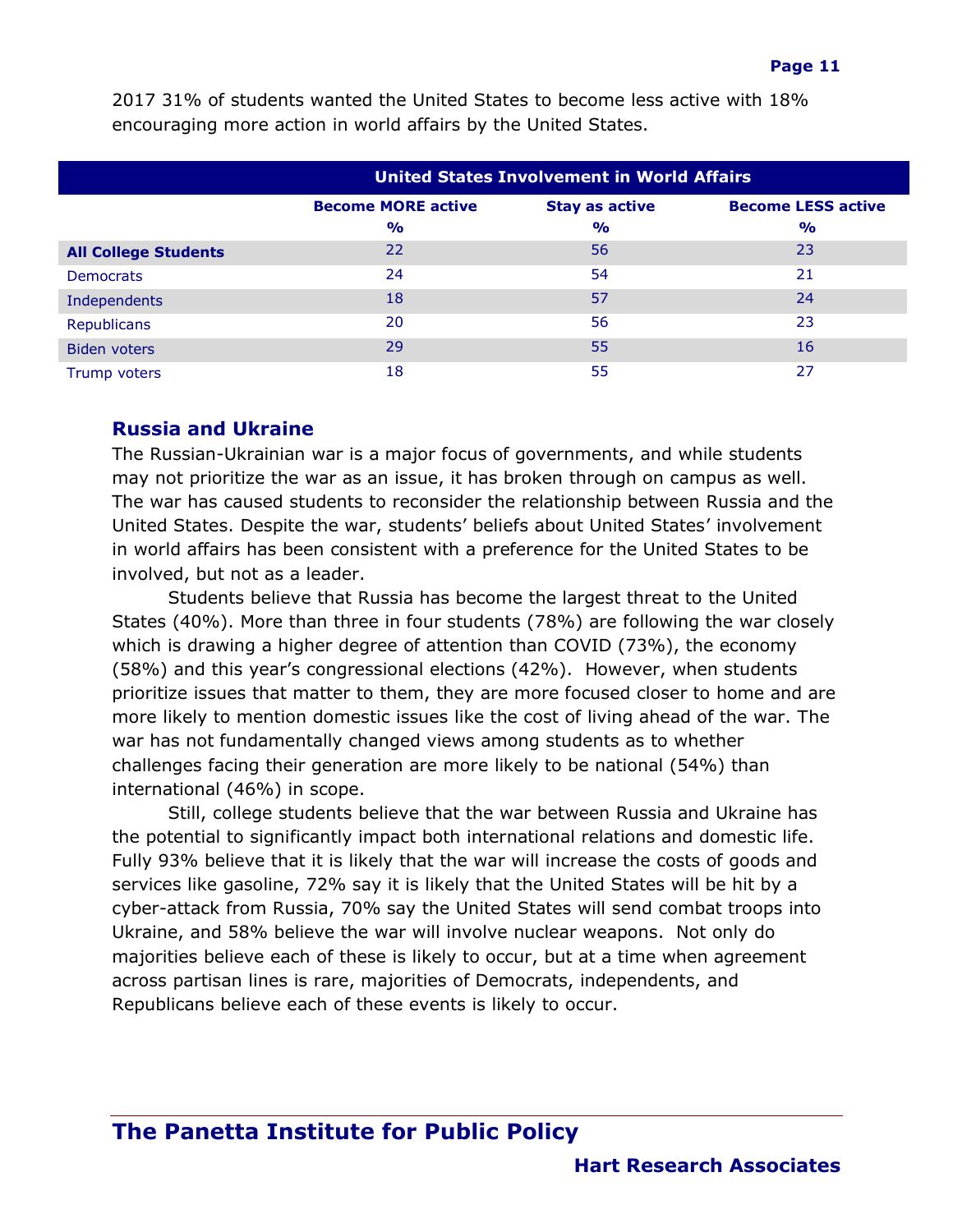2017 31% of students wanted the United States to become less active with 18% encouraging more action in world affairs by the United States.

| United States Involvement in World Affairs | | | |
|---|---|---|---|
| | Become MORE active % | Stay as active % | Become LESS active % |
| **All College Students** | 22 | 56 | 23 |
| Democrats | 24 | 54 | 21 |
| Independents | 18 | 57 | 24 |
| Republicans | 20 | 56 | 23 |
| Biden voters | 29 | 55 | 16 |
| Trump voters | 18 | 55 | 27 |

## Russia and Ukraine

The Russian-Ukrainian war is a major focus of governments, and while students may not prioritize the war as an issue, it has broken through on campus as well. The war has caused students to reconsider the relationship between Russia and the United States. Despite the war, students' beliefs about United States' involvement in world affairs has been consistent with a preference for the United States to be involved, but not as a leader.

Students believe that Russia has become the largest threat to the United States (40%). More than three in four students (78%) are following the war closely which is drawing a higher degree of attention than COVID (73%), the economy (58%) and this year's congressional elections (42%). However, when students prioritize issues that matter to them, they are more focused closer to home and are more likely to mention domestic issues like the cost of living ahead of the war. The war has not fundamentally changed views among students as to whether challenges facing their generation are more likely to be national (54%) than international (46%) in scope.

Still, college students believe that the war between Russia and Ukraine has the potential to significantly impact both international relations and domestic life. Fully 93% believe that it is likely that the war will increase the costs of goods and services like gasoline, 72% say it is likely that the United States will be hit by a cyber-attack from Russia, 70% say the United States will send combat troops into Ukraine, and 58% believe the war will involve nuclear weapons. Not only do majorities believe each of these is likely to occur, but at a time when agreement across partisan lines is rare, majorities of Democrats, independents, and Republicans believe each of these events is likely to occur.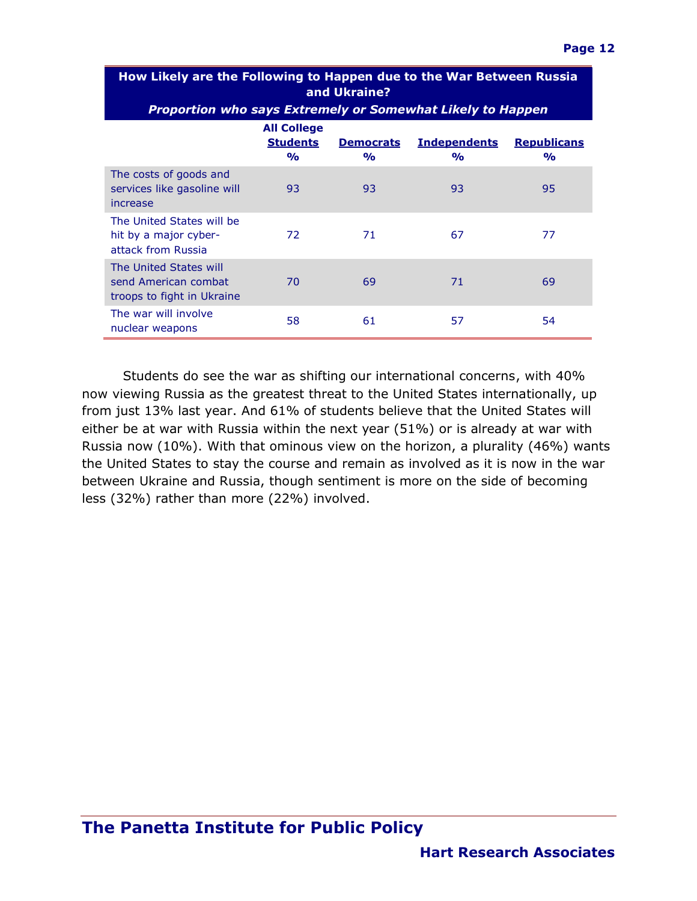| How Likely are the Following to Happen due to the War Between Russia and Ukraine? *Proportion who says Extremely or Somewhat Likely to Happen* | | | | |
|---|---|---|---|---|
| | All College Students % | Democrats % | Independents % | Republicans % |
| The costs of goods and services like gasoline will increase | 93 | 93 | 93 | 95 |
| The United States will be hit by a major cyber-attack from Russia | 72 | 71 | 67 | 77 |
| The United States will send American combat troops to fight in Ukraine | 70 | 69 | 71 | 69 |
| The war will involve nuclear weapons | 58 | 61 | 57 | 54 |

Students do see the war as shifting our international concerns, with 40% now viewing Russia as the greatest threat to the United States internationally, up from just 13% last year. And 61% of students believe that the United States will either be at war with Russia within the next year (51%) or is already at war with Russia now (10%). With that ominous view on the horizon, a plurality (46%) wants the United States to stay the course and remain as involved as it is now in the war between Ukraine and Russia, though sentiment is more on the side of becoming less (32%) rather than more (22%) involved.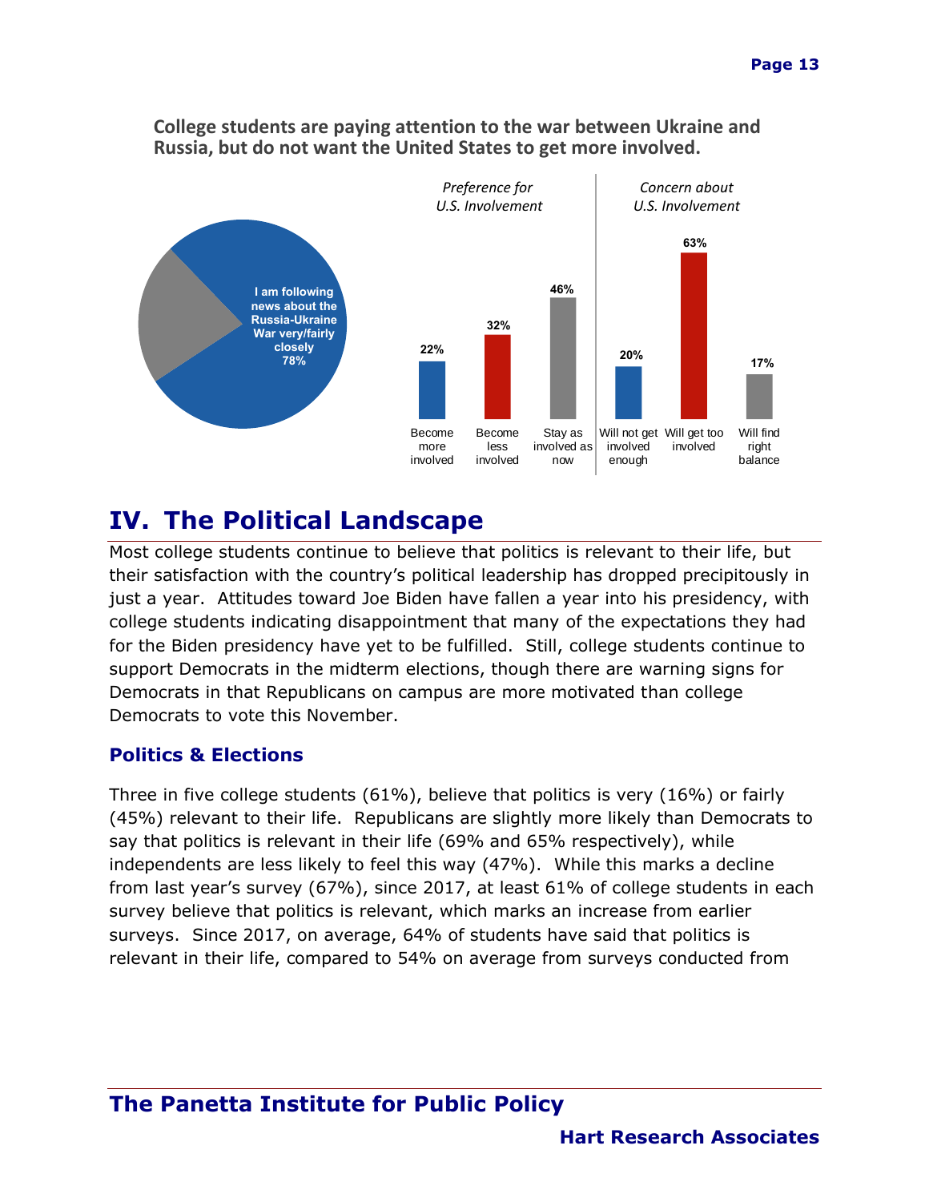**College students are paying attention to the war between Ukraine and Russia, but do not want the United States to get more involved.**

I am following news about the Russia-Ukraine War very/fairly closely 78%

| *Preference for U.S. Involvement* | | | *Concern about U.S. Involvement* | | |
|---|---|---|---|---|---|
| Become more involved | Become less involved | Stay as involved as now | Will not get involved enough | Will get too involved | Will find right balance |
| 22% | 32% | 46% | 20% | 63% | 17% |

# IV. The Political Landscape

Most college students continue to believe that politics is relevant to their life, but their satisfaction with the country's political leadership has dropped precipitously in just a year. Attitudes toward Joe Biden have fallen a year into his presidency, with college students indicating disappointment that many of the expectations they had for the Biden presidency have yet to be fulfilled. Still, college students continue to support Democrats in the midterm elections, though there are warning signs for Democrats in that Republicans on campus are more motivated than college Democrats to vote this November.

## Politics & Elections

Three in five college students (61%), believe that politics is very (16%) or fairly (45%) relevant to their life. Republicans are slightly more likely than Democrats to say that politics is relevant in their life (69% and 65% respectively), while independents are less likely to feel this way (47%). While this marks a decline from last year's survey (67%), since 2017, at least 61% of college students in each survey believe that politics is relevant, which marks an increase from earlier surveys. Since 2017, on average, 64% of students have said that politics is relevant in their life, compared to 54% on average from surveys conducted from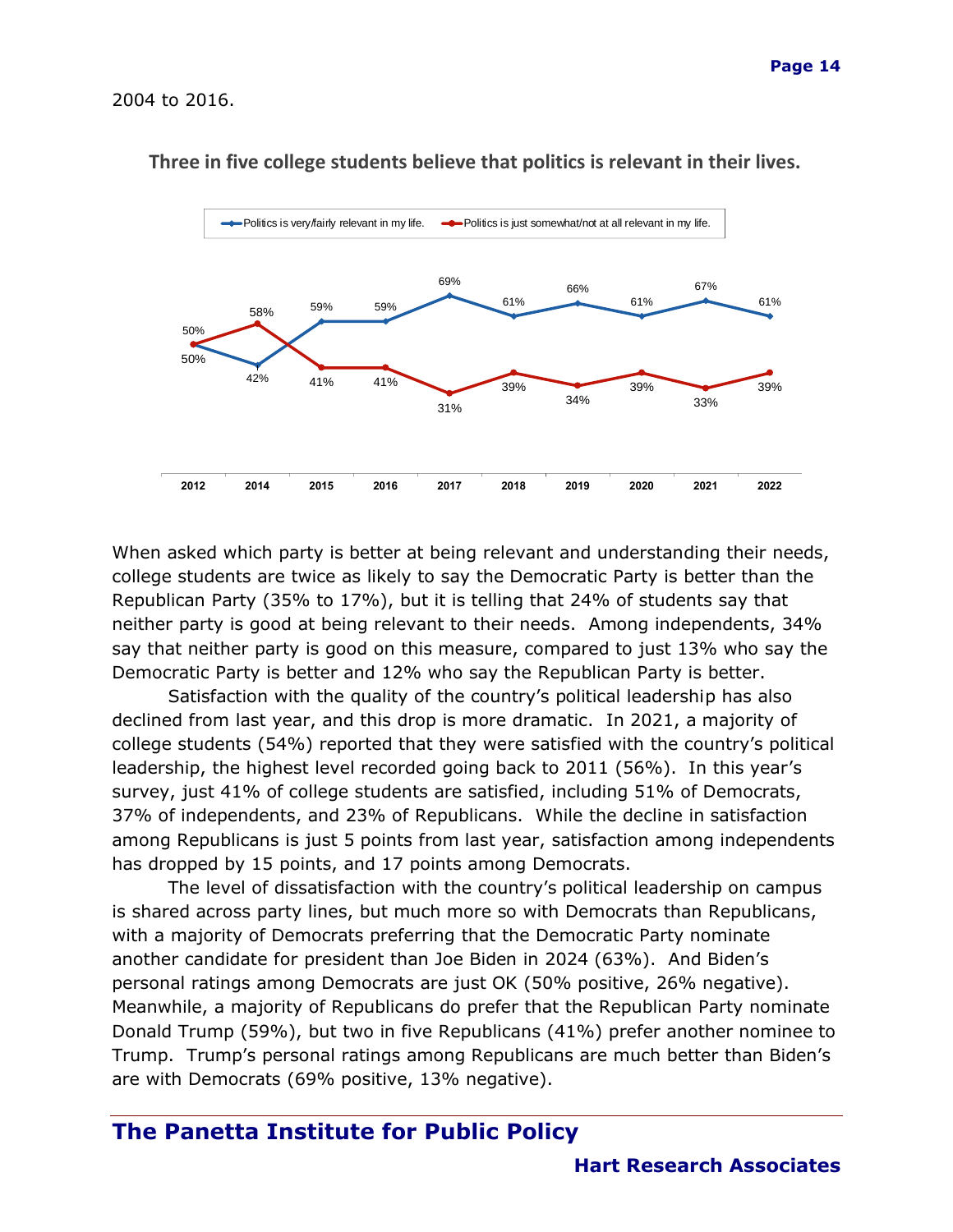2004 to 2016.

**Three in five college students believe that politics is relevant in their lives.**

| | 2012 | 2014 | 2015 | 2016 | 2017 | 2018 | 2019 | 2020 | 2021 | 2022 |
|---|---|---|---|---|---|---|---|---|---|---|
| Politics is very/fairly relevant in my life. | 50% | 42% | 59% | 59% | 69% | 61% | 66% | 61% | 67% | 61% |
| Politics is just somewhat/not at all relevant in my life. | 50% | 58% | 41% | 41% | 31% | 39% | 34% | 39% | 33% | 39% |

When asked which party is better at being relevant and understanding their needs, college students are twice as likely to say the Democratic Party is better than the Republican Party (35% to 17%), but it is telling that 24% of students say that neither party is good at being relevant to their needs. Among independents, 34% say that neither party is good on this measure, compared to just 13% who say the Democratic Party is better and 12% who say the Republican Party is better.

Satisfaction with the quality of the country's political leadership has also declined from last year, and this drop is more dramatic. In 2021, a majority of college students (54%) reported that they were satisfied with the country's political leadership, the highest level recorded going back to 2011 (56%). In this year's survey, just 41% of college students are satisfied, including 51% of Democrats, 37% of independents, and 23% of Republicans. While the decline in satisfaction among Republicans is just 5 points from last year, satisfaction among independents has dropped by 15 points, and 17 points among Democrats.

The level of dissatisfaction with the country's political leadership on campus is shared across party lines, but much more so with Democrats than Republicans, with a majority of Democrats preferring that the Democratic Party nominate another candidate for president than Joe Biden in 2024 (63%). And Biden's personal ratings among Democrats are just OK (50% positive, 26% negative). Meanwhile, a majority of Republicans do prefer that the Republican Party nominate Donald Trump (59%), but two in five Republicans (41%) prefer another nominee to Trump. Trump's personal ratings among Republicans are much better than Biden's are with Democrats (69% positive, 13% negative).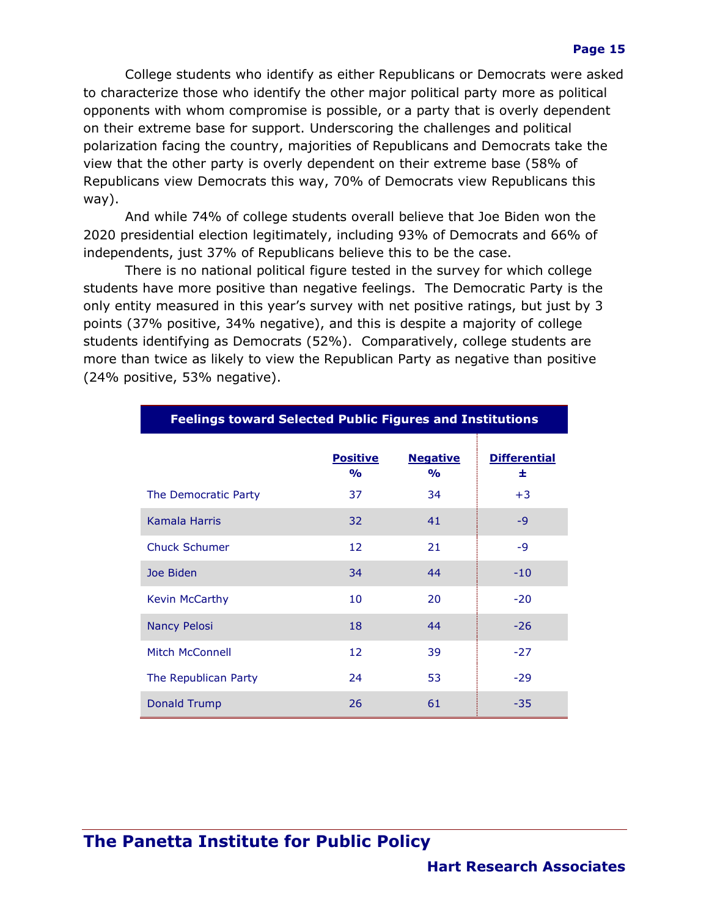College students who identify as either Republicans or Democrats were asked to characterize those who identify the other major political party more as political opponents with whom compromise is possible, or a party that is overly dependent on their extreme base for support. Underscoring the challenges and political polarization facing the country, majorities of Republicans and Democrats take the view that the other party is overly dependent on their extreme base (58% of Republicans view Democrats this way, 70% of Democrats view Republicans this way).

And while 74% of college students overall believe that Joe Biden won the 2020 presidential election legitimately, including 93% of Democrats and 66% of independents, just 37% of Republicans believe this to be the case.

There is no national political figure tested in the survey for which college students have more positive than negative feelings. The Democratic Party is the only entity measured in this year's survey with net positive ratings, but just by 3 points (37% positive, 34% negative), and this is despite a majority of college students identifying as Democrats (52%). Comparatively, college students are more than twice as likely to view the Republican Party as negative than positive (24% positive, 53% negative).

**Feelings toward Selected Public Figures and Institutions**

| | Positive % | Negative % | Differential ± |
|---|---|---|---|
| The Democratic Party | 37 | 34 | +3 |
| Kamala Harris | 32 | 41 | -9 |
| Chuck Schumer | 12 | 21 | -9 |
| Joe Biden | 34 | 44 | -10 |
| Kevin McCarthy | 10 | 20 | -20 |
| Nancy Pelosi | 18 | 44 | -26 |
| Mitch McConnell | 12 | 39 | -27 |
| The Republican Party | 24 | 53 | -29 |
| Donald Trump | 26 | 61 | -35 |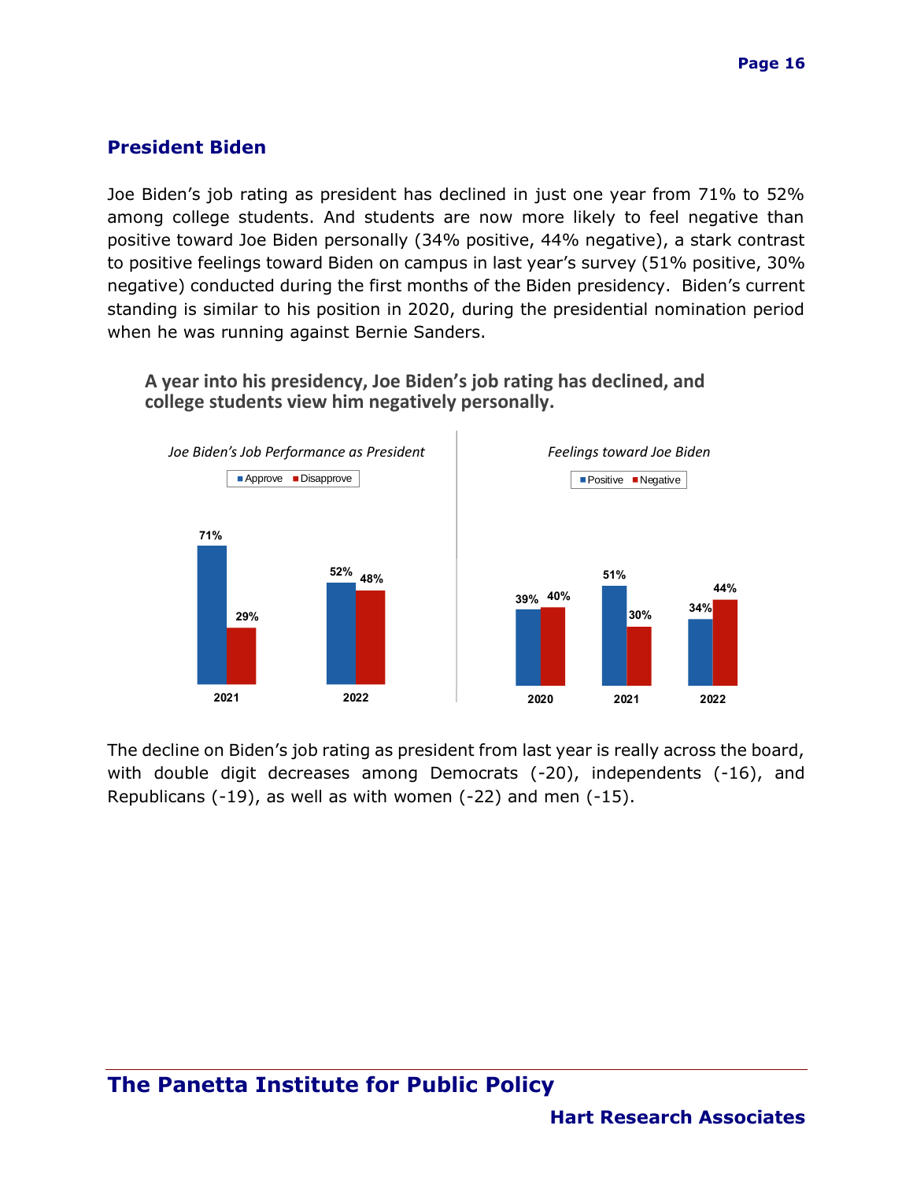## President Biden

Joe Biden's job rating as president has declined in just one year from 71% to 52% among college students. And students are now more likely to feel negative than positive toward Joe Biden personally (34% positive, 44% negative), a stark contrast to positive feelings toward Biden on campus in last year's survey (51% positive, 30% negative) conducted during the first months of the Biden presidency. Biden's current standing is similar to his position in 2020, during the presidential nomination period when he was running against Bernie Sanders.

**A year into his presidency, Joe Biden's job rating has declined, and college students view him negatively personally.**

*Joe Biden's Job Performance as President*

| | Approve | Disapprove |
|---|---|---|
| 2021 | 71% | 29% |
| 2022 | 52% | 48% |

*Feelings toward Joe Biden*

| | Positive | Negative |
|---|---|---|
| 2020 | 39% | 40% |
| 2021 | 51% | 30% |
| 2022 | 34% | 44% |

The decline on Biden's job rating as president from last year is really across the board, with double digit decreases among Democrats (-20), independents (-16), and Republicans (-19), as well as with women (-22) and men (-15).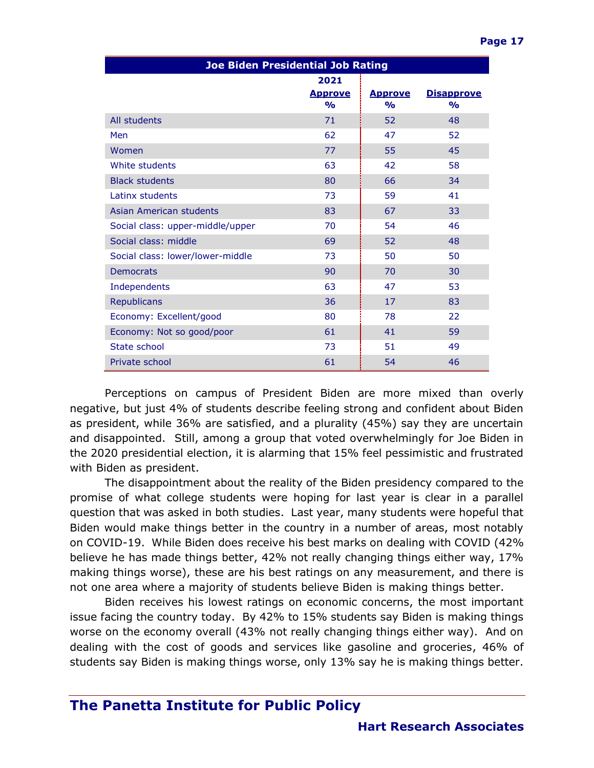| Joe Biden Presidential Job Rating | | | |
|---|---|---|---|
| | 2021 Approve % | Approve % | Disapprove % |
| All students | 71 | 52 | 48 |
| Men | 62 | 47 | 52 |
| Women | 77 | 55 | 45 |
| White students | 63 | 42 | 58 |
| Black students | 80 | 66 | 34 |
| Latinx students | 73 | 59 | 41 |
| Asian American students | 83 | 67 | 33 |
| Social class: upper-middle/upper | 70 | 54 | 46 |
| Social class: middle | 69 | 52 | 48 |
| Social class: lower/lower-middle | 73 | 50 | 50 |
| Democrats | 90 | 70 | 30 |
| Independents | 63 | 47 | 53 |
| Republicans | 36 | 17 | 83 |
| Economy: Excellent/good | 80 | 78 | 22 |
| Economy: Not so good/poor | 61 | 41 | 59 |
| State school | 73 | 51 | 49 |
| Private school | 61 | 54 | 46 |

Perceptions on campus of President Biden are more mixed than overly negative, but just 4% of students describe feeling strong and confident about Biden as president, while 36% are satisfied, and a plurality (45%) say they are uncertain and disappointed. Still, among a group that voted overwhelmingly for Joe Biden in the 2020 presidential election, it is alarming that 15% feel pessimistic and frustrated with Biden as president.

The disappointment about the reality of the Biden presidency compared to the promise of what college students were hoping for last year is clear in a parallel question that was asked in both studies. Last year, many students were hopeful that Biden would make things better in the country in a number of areas, most notably on COVID-19. While Biden does receive his best marks on dealing with COVID (42% believe he has made things better, 42% not really changing things either way, 17% making things worse), these are his best ratings on any measurement, and there is not one area where a majority of students believe Biden is making things better.

Biden receives his lowest ratings on economic concerns, the most important issue facing the country today. By 42% to 15% students say Biden is making things worse on the economy overall (43% not really changing things either way). And on dealing with the cost of goods and services like gasoline and groceries, 46% of students say Biden is making things worse, only 13% say he is making things better.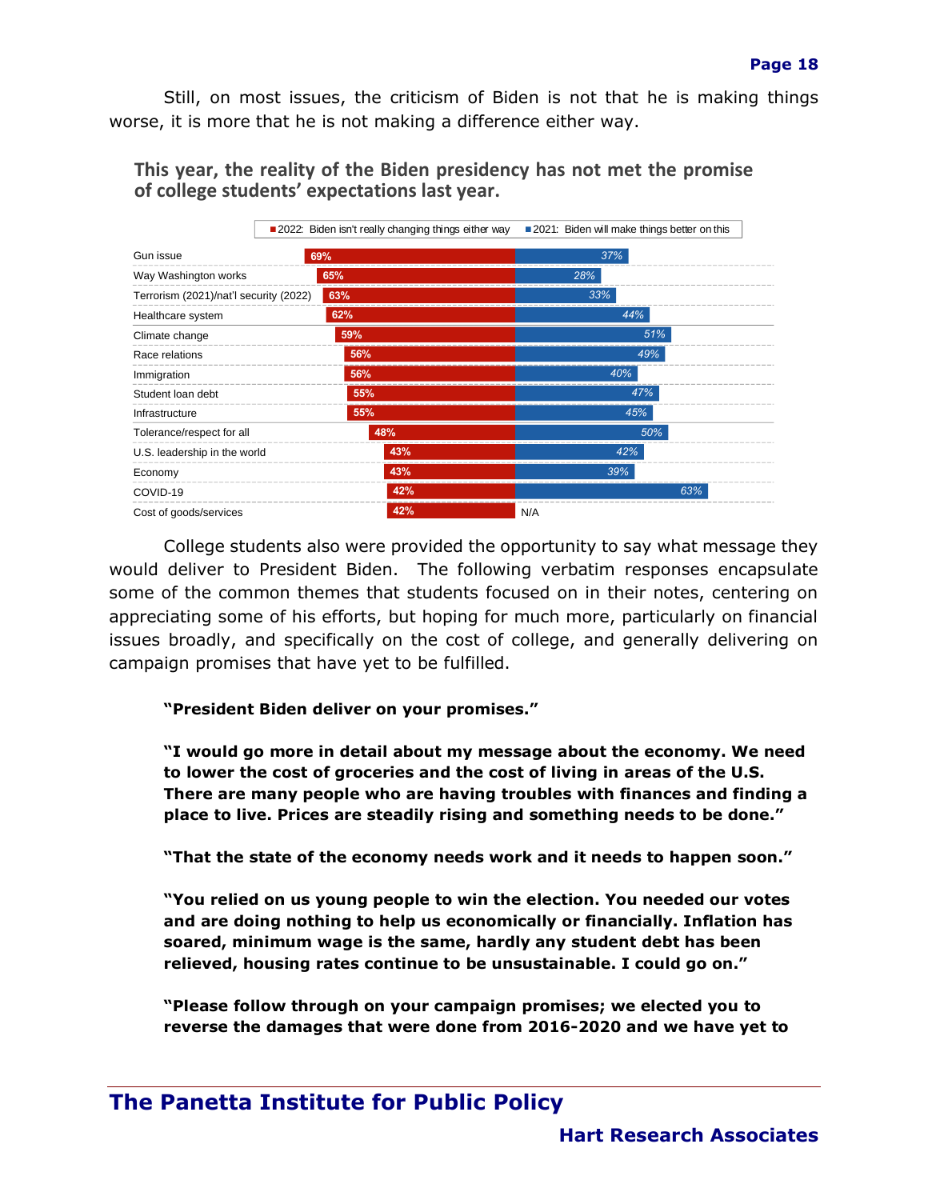Still, on most issues, the criticism of Biden is not that he is making things worse, it is more that he is not making a difference either way.

**This year, the reality of the Biden presidency has not met the promise of college students' expectations last year.**

| | 2022: Biden isn't really changing things either way | 2021: Biden will make things better on this |
|---|---|---|
| Gun issue | 69% | 37% |
| Way Washington works | 65% | 28% |
| Terrorism (2021)/nat'l security (2022) | 63% | 33% |
| Healthcare system | 62% | 44% |
| Climate change | 59% | 51% |
| Race relations | 56% | 49% |
| Immigration | 56% | 40% |
| Student loan debt | 55% | 47% |
| Infrastructure | 55% | 45% |
| Tolerance/respect for all | 48% | 50% |
| U.S. leadership in the world | 43% | 42% |
| Economy | 43% | 39% |
| COVID-19 | 42% | 63% |
| Cost of goods/services | 42% | N/A |

College students also were provided the opportunity to say what message they would deliver to President Biden. The following verbatim responses encapsulate some of the common themes that students focused on in their notes, centering on appreciating some of his efforts, but hoping for much more, particularly on financial issues broadly, and specifically on the cost of college, and generally delivering on campaign promises that have yet to be fulfilled.

> **"President Biden deliver on your promises."**
>
> **"I would go more in detail about my message about the economy. We need to lower the cost of groceries and the cost of living in areas of the U.S. There are many people who are having troubles with finances and finding a place to live. Prices are steadily rising and something needs to be done."**
>
> **"That the state of the economy needs work and it needs to happen soon."**
>
> **"You relied on us young people to win the election. You needed our votes and are doing nothing to help us economically or financially. Inflation has soared, minimum wage is the same, hardly any student debt has been relieved, housing rates continue to be unsustainable. I could go on."**
>
> **"Please follow through on your campaign promises; we elected you to reverse the damages that were done from 2016-2020 and we have yet to**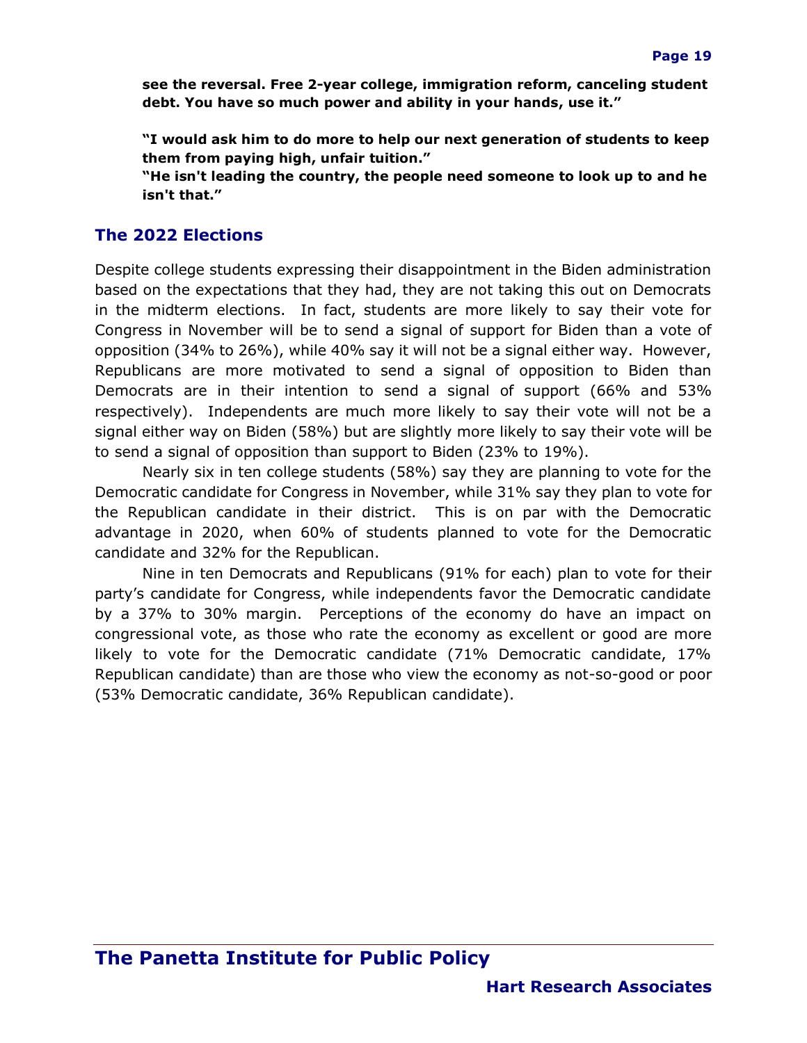**see the reversal. Free 2-year college, immigration reform, canceling student debt. You have so much power and ability in your hands, use it."**

**"I would ask him to do more to help our next generation of students to keep them from paying high, unfair tuition."**
**"He isn't leading the country, the people need someone to look up to and he isn't that."**

## The 2022 Elections

Despite college students expressing their disappointment in the Biden administration based on the expectations that they had, they are not taking this out on Democrats in the midterm elections. In fact, students are more likely to say their vote for Congress in November will be to send a signal of support for Biden than a vote of opposition (34% to 26%), while 40% say it will not be a signal either way. However, Republicans are more motivated to send a signal of opposition to Biden than Democrats are in their intention to send a signal of support (66% and 53% respectively). Independents are much more likely to say their vote will not be a signal either way on Biden (58%) but are slightly more likely to say their vote will be to send a signal of opposition than support to Biden (23% to 19%).

Nearly six in ten college students (58%) say they are planning to vote for the Democratic candidate for Congress in November, while 31% say they plan to vote for the Republican candidate in their district. This is on par with the Democratic advantage in 2020, when 60% of students planned to vote for the Democratic candidate and 32% for the Republican.

Nine in ten Democrats and Republicans (91% for each) plan to vote for their party's candidate for Congress, while independents favor the Democratic candidate by a 37% to 30% margin. Perceptions of the economy do have an impact on congressional vote, as those who rate the economy as excellent or good are more likely to vote for the Democratic candidate (71% Democratic candidate, 17% Republican candidate) than are those who view the economy as not-so-good or poor (53% Democratic candidate, 36% Republican candidate).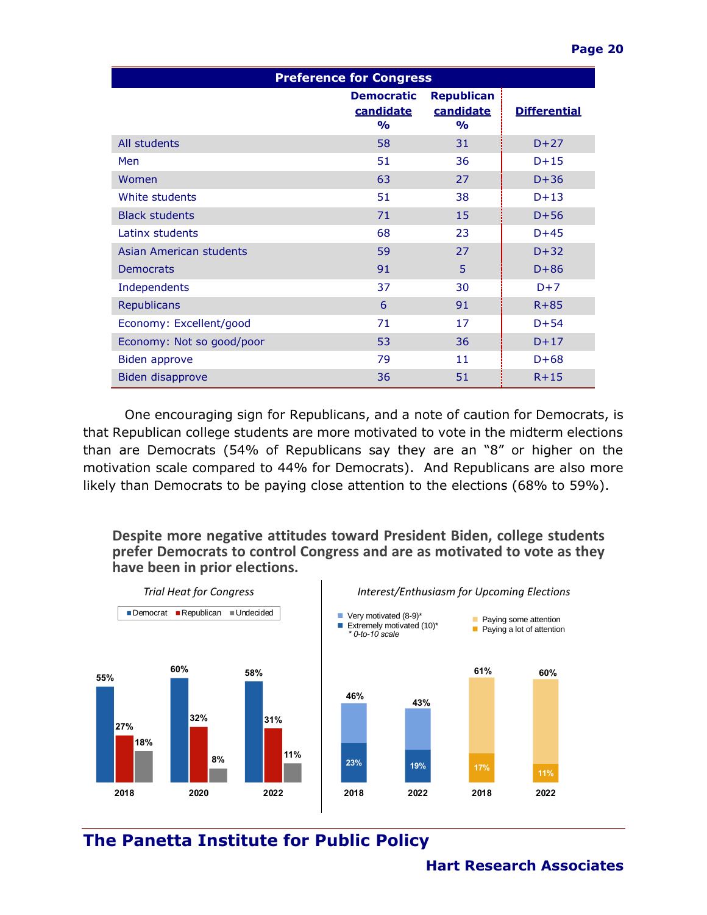| Preference for Congress | | | |
|---|---|---|---|
| | **Democratic candidate %** | **Republican candidate %** | **Differential** |
| All students | 58 | 31 | D+27 |
| Men | 51 | 36 | D+15 |
| Women | 63 | 27 | D+36 |
| White students | 51 | 38 | D+13 |
| Black students | 71 | 15 | D+56 |
| Latinx students | 68 | 23 | D+45 |
| Asian American students | 59 | 27 | D+32 |
| Democrats | 91 | 5 | D+86 |
| Independents | 37 | 30 | D+7 |
| Republicans | 6 | 91 | R+85 |
| Economy: Excellent/good | 71 | 17 | D+54 |
| Economy: Not so good/poor | 53 | 36 | D+17 |
| Biden approve | 79 | 11 | D+68 |
| Biden disapprove | 36 | 51 | R+15 |

One encouraging sign for Republicans, and a note of caution for Democrats, is that Republican college students are more motivated to vote in the midterm elections than are Democrats (54% of Republicans say they are an "8" or higher on the motivation scale compared to 44% for Democrats). And Republicans are also more likely than Democrats to be paying close attention to the elections (68% to 59%).

**Despite more negative attitudes toward President Biden, college students prefer Democrats to control Congress and are as motivated to vote as they have been in prior elections.**

*Trial Heat for Congress*

| | Democrat | Republican | Undecided |
|---|---|---|---|
| 2018 | 55% | 27% | 18% |
| 2020 | 60% | 32% | 8% |
| 2022 | 58% | 31% | 11% |

*Interest/Enthusiasm for Upcoming Elections*

| | Very motivated (8-9)* / Extremely motivated (10)* total | Extremely motivated (10)* |
|---|---|---|
| 2018 | 46% | 23% |
| 2022 | 43% | 19% |

| | Paying some attention / Paying a lot of attention total | Paying a lot of attention |
|---|---|---|
| 2018 | 61% | 17% |
| 2022 | 60% | 11% |

\* 0-to-10 scale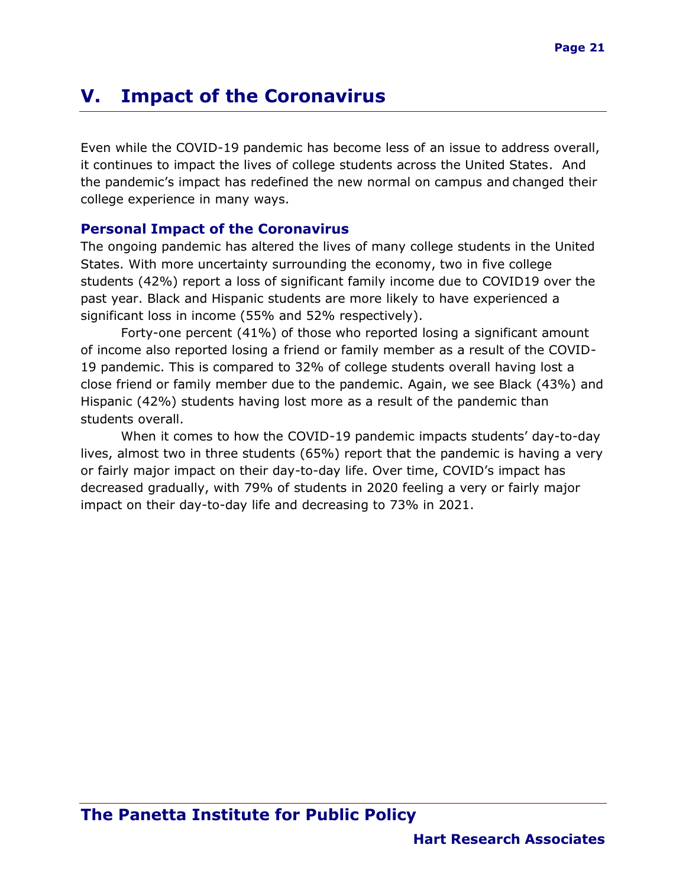# V. Impact of the Coronavirus

Even while the COVID-19 pandemic has become less of an issue to address overall, it continues to impact the lives of college students across the United States. And the pandemic's impact has redefined the new normal on campus and changed their college experience in many ways.

## Personal Impact of the Coronavirus

The ongoing pandemic has altered the lives of many college students in the United States. With more uncertainty surrounding the economy, two in five college students (42%) report a loss of significant family income due to COVID19 over the past year. Black and Hispanic students are more likely to have experienced a significant loss in income (55% and 52% respectively).

Forty-one percent (41%) of those who reported losing a significant amount of income also reported losing a friend or family member as a result of the COVID-19 pandemic. This is compared to 32% of college students overall having lost a close friend or family member due to the pandemic. Again, we see Black (43%) and Hispanic (42%) students having lost more as a result of the pandemic than students overall.

When it comes to how the COVID-19 pandemic impacts students' day-to-day lives, almost two in three students (65%) report that the pandemic is having a very or fairly major impact on their day-to-day life. Over time, COVID's impact has decreased gradually, with 79% of students in 2020 feeling a very or fairly major impact on their day-to-day life and decreasing to 73% in 2021.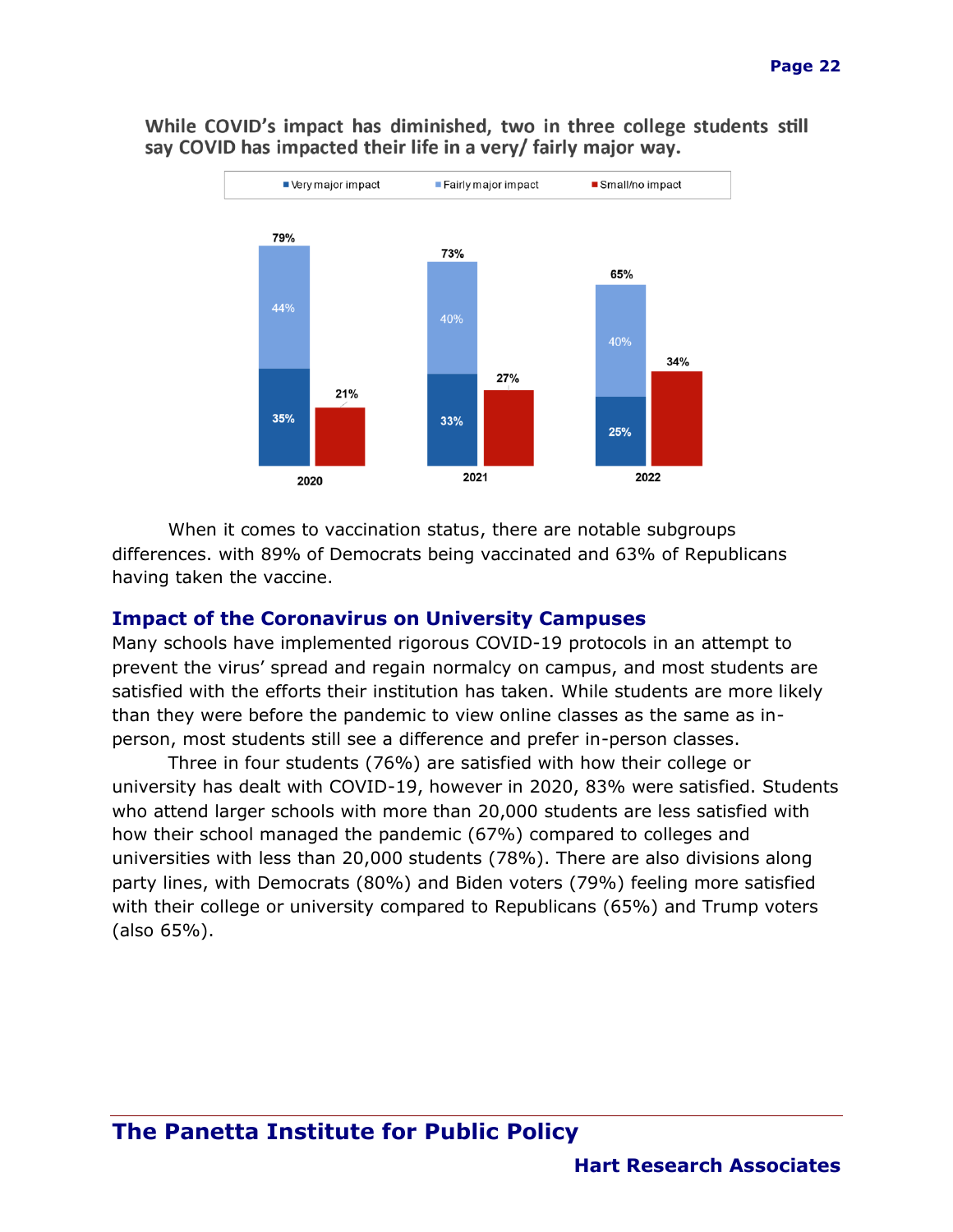**While COVID's impact has diminished, two in three college students still say COVID has impacted their life in a very/ fairly major way.**

| | Very major impact | Fairly major impact | Total very/fairly major | Small/no impact |
|---|---|---|---|---|
| 2020 | 35% | 44% | 79% | 21% |
| 2021 | 33% | 40% | 73% | 27% |
| 2022 | 25% | 40% | 65% | 34% |

When it comes to vaccination status, there are notable subgroups differences. with 89% of Democrats being vaccinated and 63% of Republicans having taken the vaccine.

## Impact of the Coronavirus on University Campuses

Many schools have implemented rigorous COVID-19 protocols in an attempt to prevent the virus' spread and regain normalcy on campus, and most students are satisfied with the efforts their institution has taken. While students are more likely than they were before the pandemic to view online classes as the same as in-person, most students still see a difference and prefer in-person classes.

Three in four students (76%) are satisfied with how their college or university has dealt with COVID-19, however in 2020, 83% were satisfied. Students who attend larger schools with more than 20,000 students are less satisfied with how their school managed the pandemic (67%) compared to colleges and universities with less than 20,000 students (78%). There are also divisions along party lines, with Democrats (80%) and Biden voters (79%) feeling more satisfied with their college or university compared to Republicans (65%) and Trump voters (also 65%).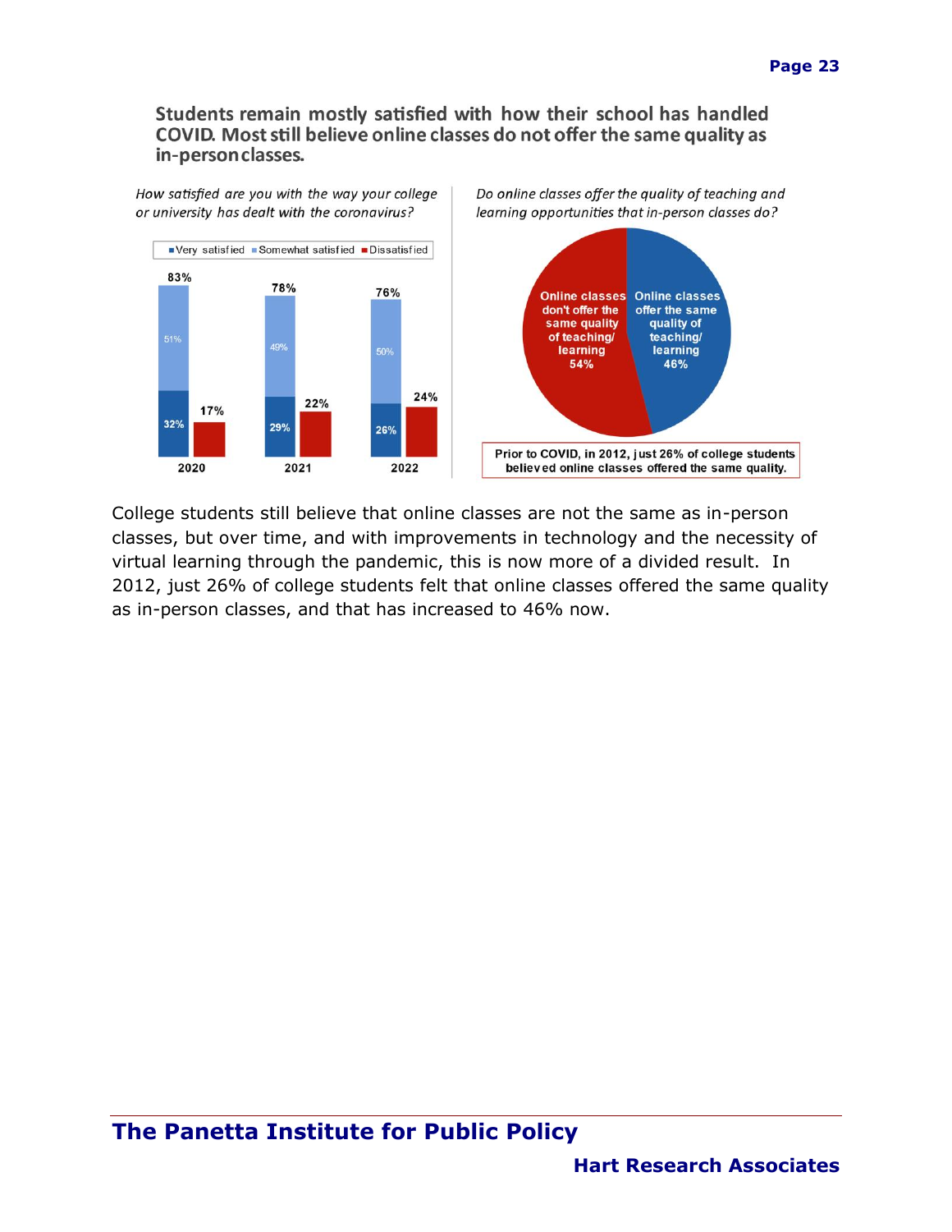## Students remain mostly satisfied with how their school has handled COVID. Most still believe online classes do not offer the same quality as in-person classes.

*How satisfied are you with the way your college or university has dealt with the coronavirus?*

| Year | Very satisfied | Somewhat satisfied | Total satisfied | Dissatisfied |
|---|---|---|---|---|
| 2020 | 32% | 51% | 83% | 17% |
| 2021 | 29% | 49% | 78% | 22% |
| 2022 | 26% | 50% | 76% | 24% |

*Do online classes offer the quality of teaching and learning opportunities that in-person classes do?*

| Response | Percent |
|---|---|
| Online classes don't offer the same quality of teaching/learning | 54% |
| Online classes offer the same quality of teaching/learning | 46% |

Prior to COVID, in 2012, just 26% of college students believed online classes offered the same quality.

College students still believe that online classes are not the same as in-person classes, but over time, and with improvements in technology and the necessity of virtual learning through the pandemic, this is now more of a divided result. In 2012, just 26% of college students felt that online classes offered the same quality as in-person classes, and that has increased to 46% now.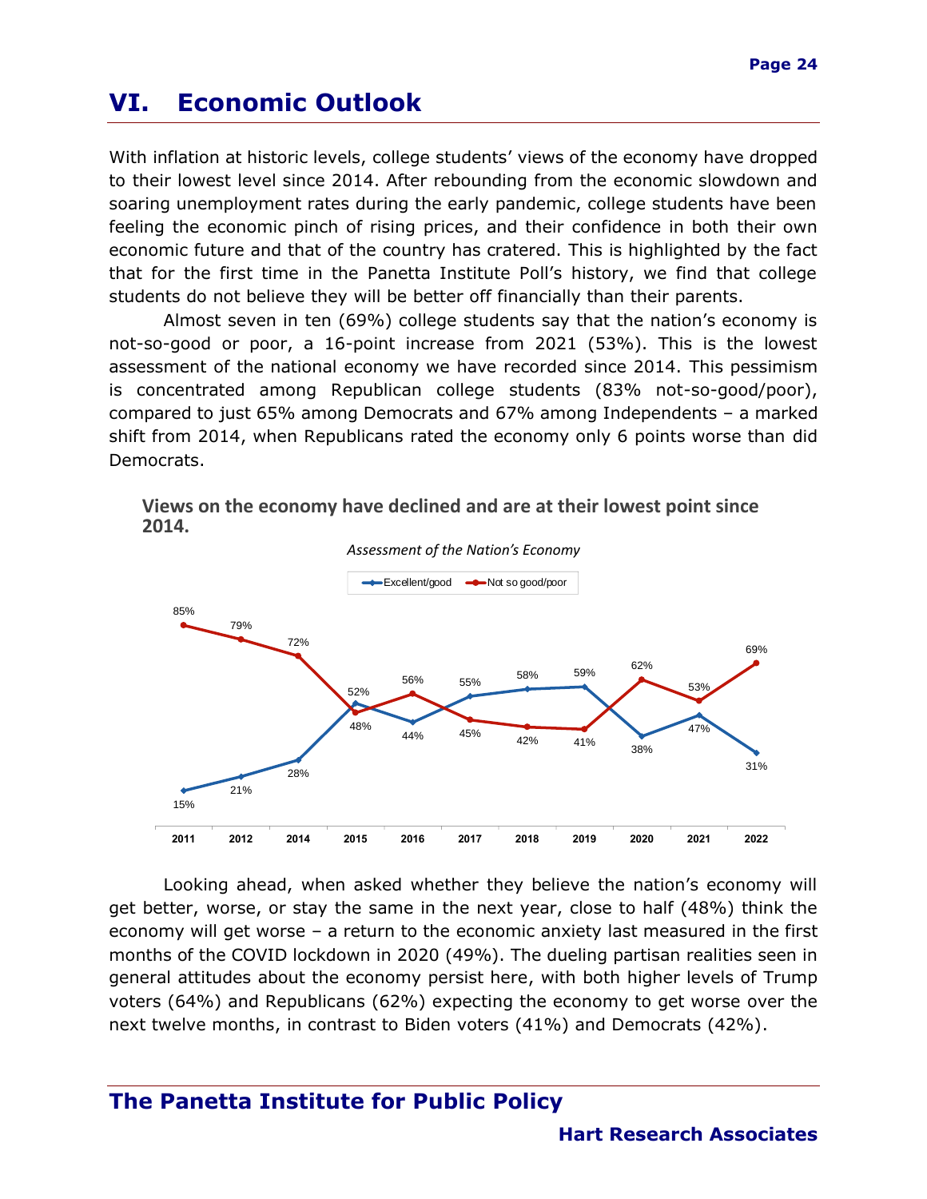# VI. Economic Outlook

With inflation at historic levels, college students' views of the economy have dropped to their lowest level since 2014. After rebounding from the economic slowdown and soaring unemployment rates during the early pandemic, college students have been feeling the economic pinch of rising prices, and their confidence in both their own economic future and that of the country has cratered. This is highlighted by the fact that for the first time in the Panetta Institute Poll's history, we find that college students do not believe they will be better off financially than their parents.

Almost seven in ten (69%) college students say that the nation's economy is not-so-good or poor, a 16-point increase from 2021 (53%). This is the lowest assessment of the national economy we have recorded since 2014. This pessimism is concentrated among Republican college students (83% not-so-good/poor), compared to just 65% among Democrats and 67% among Independents – a marked shift from 2014, when Republicans rated the economy only 6 points worse than did Democrats.

**Views on the economy have declined and are at their lowest point since 2014.**

*Assessment of the Nation's Economy*

| | 2011 | 2012 | 2014 | 2015 | 2016 | 2017 | 2018 | 2019 | 2020 | 2021 | 2022 |
|---|---|---|---|---|---|---|---|---|---|---|---|
| Excellent/good | 15% | 21% | 28% | 52% | 44% | 55% | 58% | 59% | 38% | 47% | 31% |
| Not so good/poor | 85% | 79% | 72% | 48% | 56% | 45% | 42% | 41% | 62% | 53% | 69% |

Looking ahead, when asked whether they believe the nation's economy will get better, worse, or stay the same in the next year, close to half (48%) think the economy will get worse – a return to the economic anxiety last measured in the first months of the COVID lockdown in 2020 (49%). The dueling partisan realities seen in general attitudes about the economy persist here, with both higher levels of Trump voters (64%) and Republicans (62%) expecting the economy to get worse over the next twelve months, in contrast to Biden voters (41%) and Democrats (42%).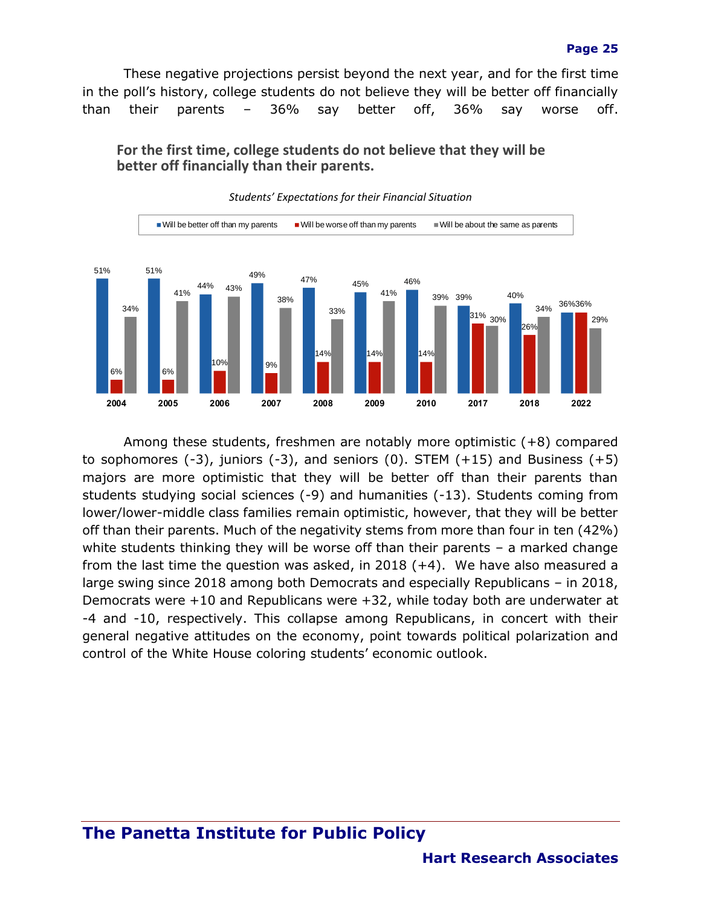These negative projections persist beyond the next year, and for the first time in the poll's history, college students do not believe they will be better off financially than their parents – 36% say better off, 36% say worse off.

**For the first time, college students do not believe that they will be better off financially than their parents.**

*Students' Expectations for their Financial Situation*

| Year | Will be better off than my parents | Will be worse off than my parents | Will be about the same as parents |
|---|---|---|---|
| 2004 | 51% | 6% | 34% |
| 2005 | 51% | 6% | 41% |
| 2006 | 44% | 10% | 43% |
| 2007 | 49% | 9% | 38% |
| 2008 | 47% | 14% | 33% |
| 2009 | 45% | 14% | 41% |
| 2010 | 46% | 14% | 39% |
| 2017 | 39% | 31% | 30% |
| 2018 | 40% | 26% | 34% |
| 2022 | 36% | 36% | 29% |

Among these students, freshmen are notably more optimistic (+8) compared to sophomores (-3), juniors (-3), and seniors (0). STEM (+15) and Business (+5) majors are more optimistic that they will be better off than their parents than students studying social sciences (-9) and humanities (-13). Students coming from lower/lower-middle class families remain optimistic, however, that they will be better off than their parents. Much of the negativity stems from more than four in ten (42%) white students thinking they will be worse off than their parents – a marked change from the last time the question was asked, in 2018 (+4). We have also measured a large swing since 2018 among both Democrats and especially Republicans – in 2018, Democrats were +10 and Republicans were +32, while today both are underwater at -4 and -10, respectively. This collapse among Republicans, in concert with their general negative attitudes on the economy, point towards political polarization and control of the White House coloring students' economic outlook.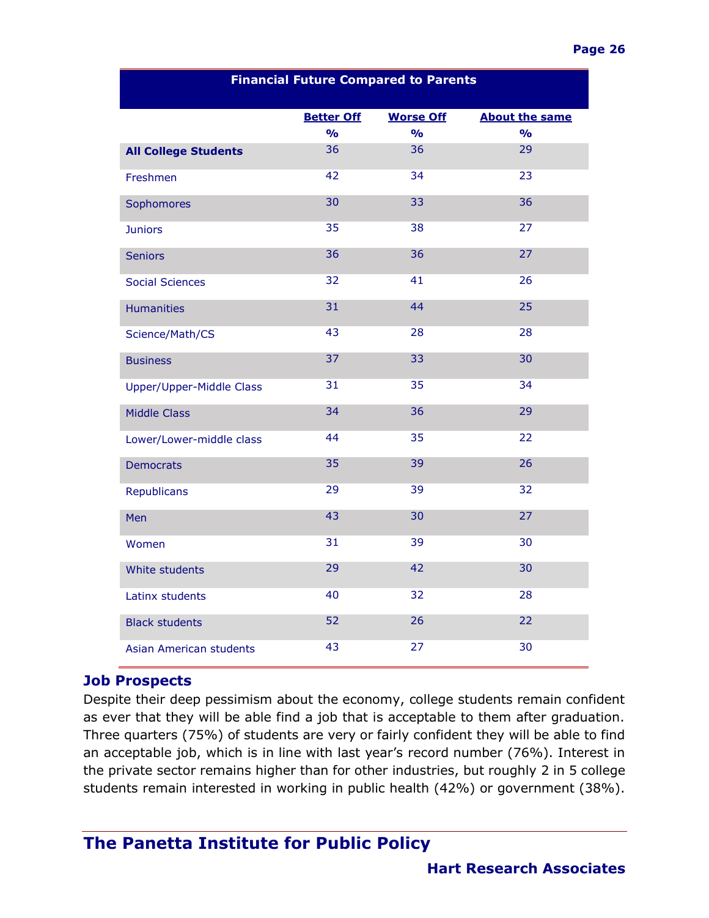| Financial Future Compared to Parents | | | |
|---|---|---|---|
| | **Better Off** % | **Worse Off** % | **About the same** % |
| **All College Students** | 36 | 36 | 29 |
| Freshmen | 42 | 34 | 23 |
| Sophomores | 30 | 33 | 36 |
| Juniors | 35 | 38 | 27 |
| Seniors | 36 | 36 | 27 |
| Social Sciences | 32 | 41 | 26 |
| Humanities | 31 | 44 | 25 |
| Science/Math/CS | 43 | 28 | 28 |
| Business | 37 | 33 | 30 |
| Upper/Upper-Middle Class | 31 | 35 | 34 |
| Middle Class | 34 | 36 | 29 |
| Lower/Lower-middle class | 44 | 35 | 22 |
| Democrats | 35 | 39 | 26 |
| Republicans | 29 | 39 | 32 |
| Men | 43 | 30 | 27 |
| Women | 31 | 39 | 30 |
| White students | 29 | 42 | 30 |
| Latinx students | 40 | 32 | 28 |
| Black students | 52 | 26 | 22 |
| Asian American students | 43 | 27 | 30 |

## Job Prospects

Despite their deep pessimism about the economy, college students remain confident as ever that they will be able find a job that is acceptable to them after graduation. Three quarters (75%) of students are very or fairly confident they will be able to find an acceptable job, which is in line with last year's record number (76%). Interest in the private sector remains higher than for other industries, but roughly 2 in 5 college students remain interested in working in public health (42%) or government (38%).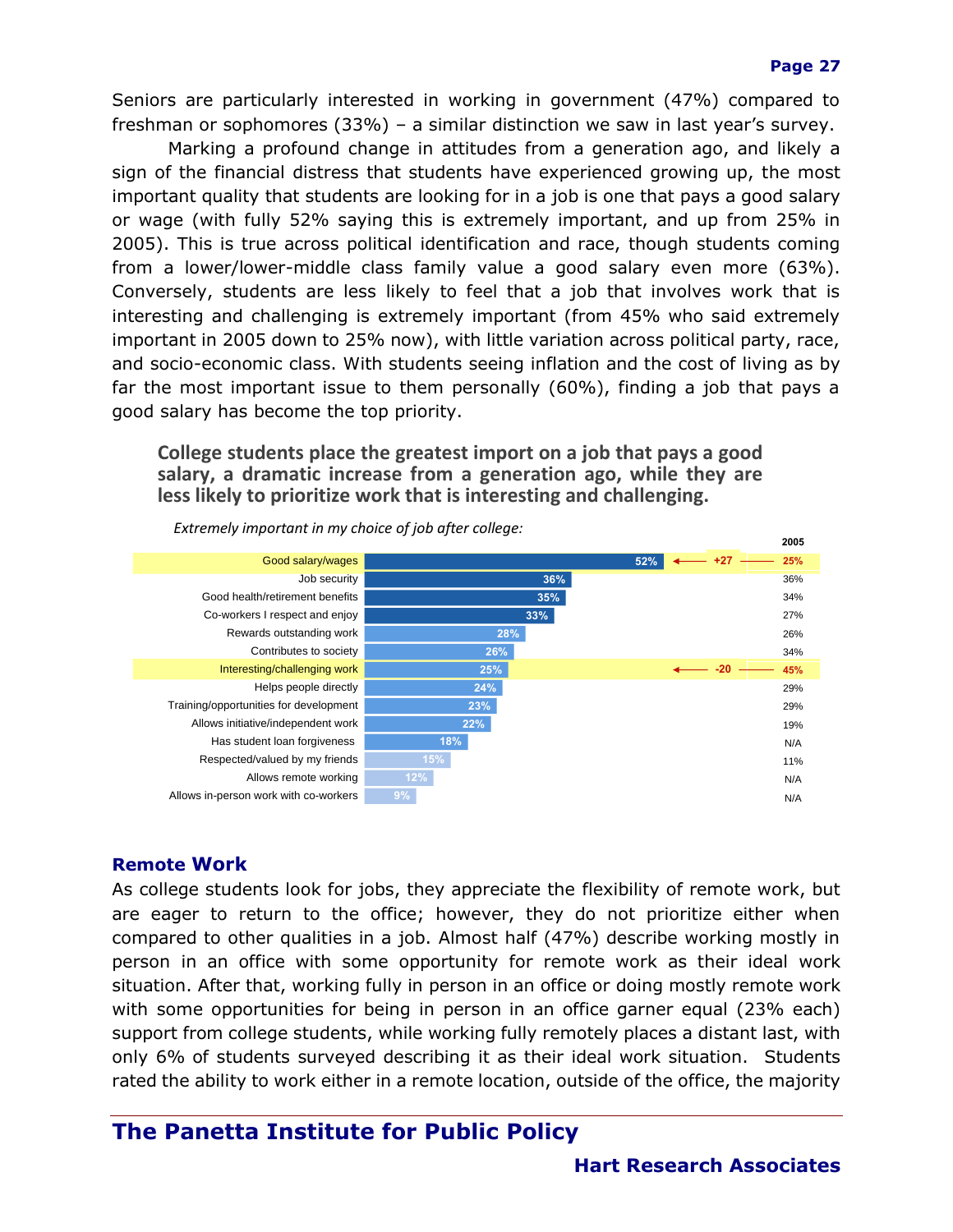Seniors are particularly interested in working in government (47%) compared to freshman or sophomores (33%) – a similar distinction we saw in last year's survey.

Marking a profound change in attitudes from a generation ago, and likely a sign of the financial distress that students have experienced growing up, the most important quality that students are looking for in a job is one that pays a good salary or wage (with fully 52% saying this is extremely important, and up from 25% in 2005). This is true across political identification and race, though students coming from a lower/lower-middle class family value a good salary even more (63%). Conversely, students are less likely to feel that a job that involves work that is interesting and challenging is extremely important (from 45% who said extremely important in 2005 down to 25% now), with little variation across political party, race, and socio-economic class. With students seeing inflation and the cost of living as by far the most important issue to them personally (60%), finding a job that pays a good salary has become the top priority.

**College students place the greatest import on a job that pays a good salary, a dramatic increase from a generation ago, while they are less likely to prioritize work that is interesting and challenging.**

*Extremely important in my choice of job after college:*

| | Now | Change | 2005 |
|---|---|---|---|
| Good salary/wages | 52% | +27 | 25% |
| Job security | 36% | | 36% |
| Good health/retirement benefits | 35% | | 34% |
| Co-workers I respect and enjoy | 33% | | 27% |
| Rewards outstanding work | 28% | | 26% |
| Contributes to society | 26% | | 34% |
| Interesting/challenging work | 25% | -20 | 45% |
| Helps people directly | 24% | | 29% |
| Training/opportunities for development | 23% | | 29% |
| Allows initiative/independent work | 22% | | 19% |
| Has student loan forgiveness | 18% | | N/A |
| Respected/valued by my friends | 15% | | 11% |
| Allows remote working | 12% | | N/A |
| Allows in-person work with co-workers | 9% | | N/A |

## Remote Work

As college students look for jobs, they appreciate the flexibility of remote work, but are eager to return to the office; however, they do not prioritize either when compared to other qualities in a job. Almost half (47%) describe working mostly in person in an office with some opportunity for remote work as their ideal work situation. After that, working fully in person in an office or doing mostly remote work with some opportunities for being in person in an office garner equal (23% each) support from college students, while working fully remotely places a distant last, with only 6% of students surveyed describing it as their ideal work situation. Students rated the ability to work either in a remote location, outside of the office, the majority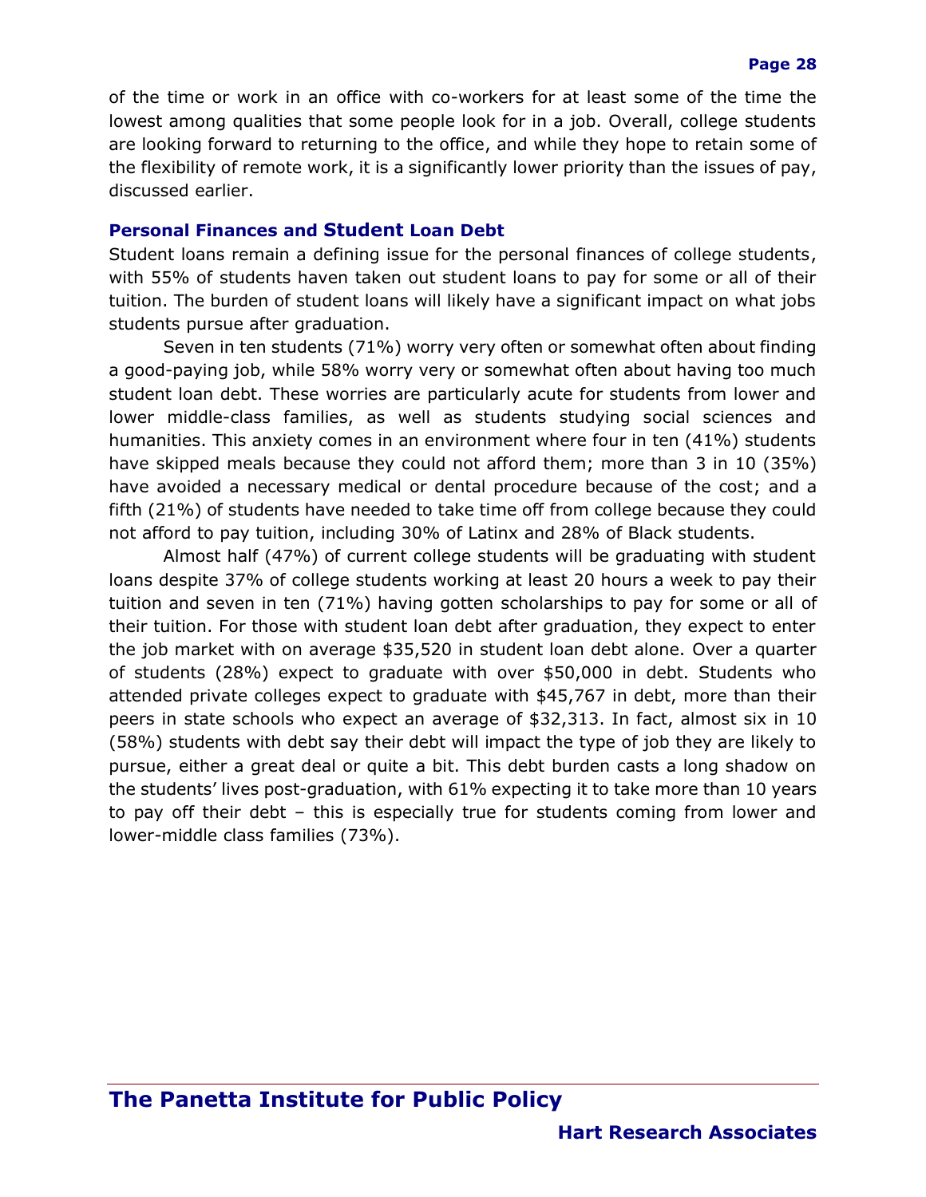of the time or work in an office with co-workers for at least some of the time the lowest among qualities that some people look for in a job. Overall, college students are looking forward to returning to the office, and while they hope to retain some of the flexibility of remote work, it is a significantly lower priority than the issues of pay, discussed earlier.

### Personal Finances and Student Loan Debt

Student loans remain a defining issue for the personal finances of college students, with 55% of students haven taken out student loans to pay for some or all of their tuition. The burden of student loans will likely have a significant impact on what jobs students pursue after graduation.

Seven in ten students (71%) worry very often or somewhat often about finding a good-paying job, while 58% worry very or somewhat often about having too much student loan debt. These worries are particularly acute for students from lower and lower middle-class families, as well as students studying social sciences and humanities. This anxiety comes in an environment where four in ten (41%) students have skipped meals because they could not afford them; more than 3 in 10 (35%) have avoided a necessary medical or dental procedure because of the cost; and a fifth (21%) of students have needed to take time off from college because they could not afford to pay tuition, including 30% of Latinx and 28% of Black students.

Almost half (47%) of current college students will be graduating with student loans despite 37% of college students working at least 20 hours a week to pay their tuition and seven in ten (71%) having gotten scholarships to pay for some or all of their tuition. For those with student loan debt after graduation, they expect to enter the job market with on average $35,520 in student loan debt alone. Over a quarter of students (28%) expect to graduate with over $50,000 in debt. Students who attended private colleges expect to graduate with $45,767 in debt, more than their peers in state schools who expect an average of $32,313. In fact, almost six in 10 (58%) students with debt say their debt will impact the type of job they are likely to pursue, either a great deal or quite a bit. This debt burden casts a long shadow on the students' lives post-graduation, with 61% expecting it to take more than 10 years to pay off their debt – this is especially true for students coming from lower and lower-middle class families (73%).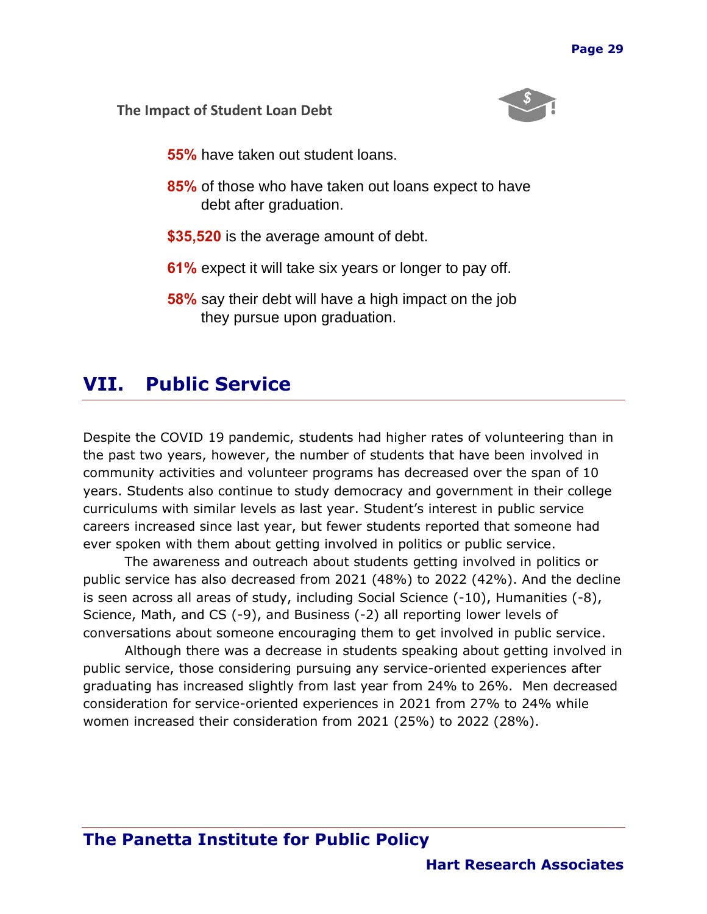### The Impact of Student Loan Debt

**55%** have taken out student loans.

**85%** of those who have taken out loans expect to have debt after graduation.

**$35,520** is the average amount of debt.

**61%** expect it will take six years or longer to pay off.

**58%** say their debt will have a high impact on the job they pursue upon graduation.

## VII. Public Service

Despite the COVID 19 pandemic, students had higher rates of volunteering than in the past two years, however, the number of students that have been involved in community activities and volunteer programs has decreased over the span of 10 years. Students also continue to study democracy and government in their college curriculums with similar levels as last year. Student's interest in public service careers increased since last year, but fewer students reported that someone had ever spoken with them about getting involved in politics or public service.

The awareness and outreach about students getting involved in politics or public service has also decreased from 2021 (48%) to 2022 (42%). And the decline is seen across all areas of study, including Social Science (-10), Humanities (-8), Science, Math, and CS (-9), and Business (-2) all reporting lower levels of conversations about someone encouraging them to get involved in public service.

Although there was a decrease in students speaking about getting involved in public service, those considering pursuing any service-oriented experiences after graduating has increased slightly from last year from 24% to 26%. Men decreased consideration for service-oriented experiences in 2021 from 27% to 24% while women increased their consideration from 2021 (25%) to 2022 (28%).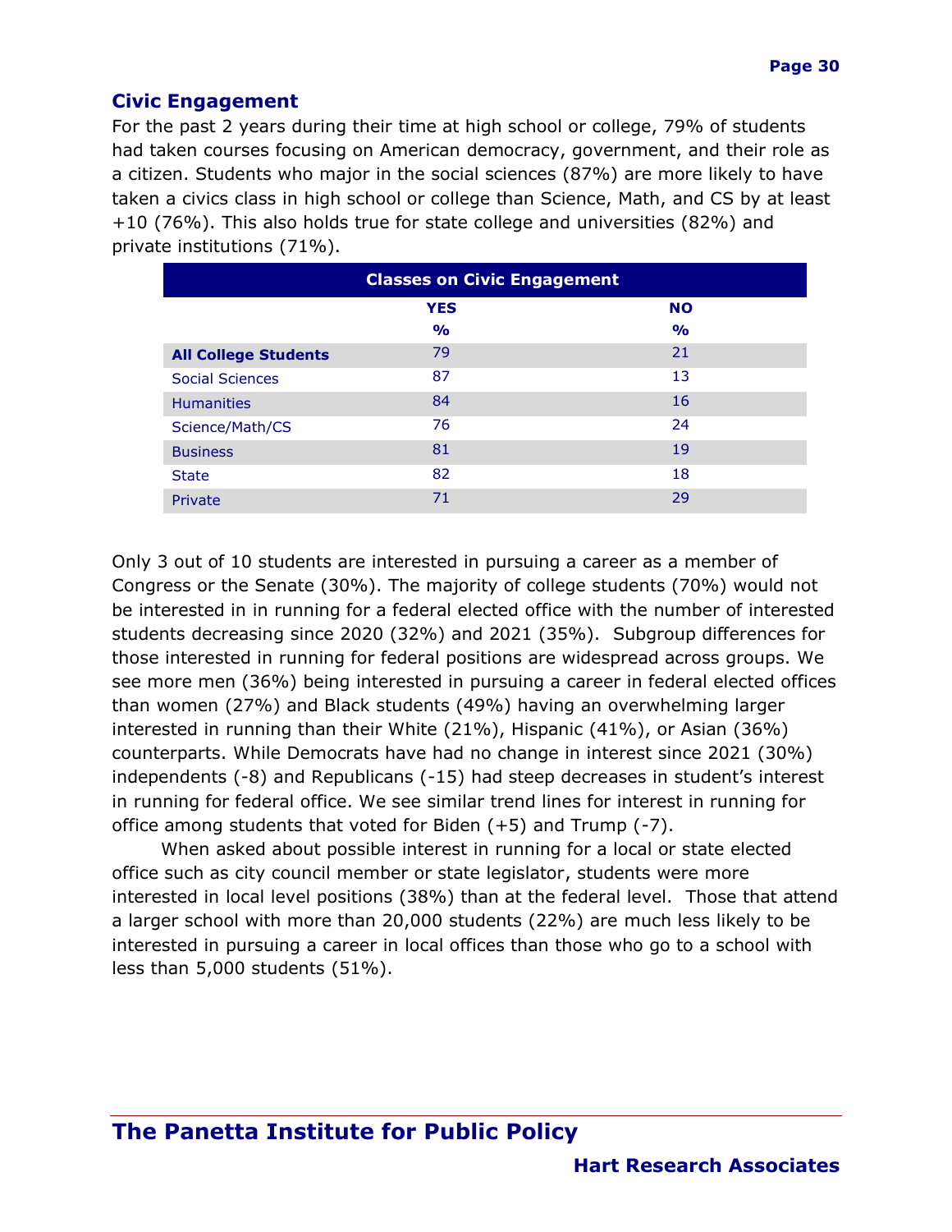## Civic Engagement

For the past 2 years during their time at high school or college, 79% of students had taken courses focusing on American democracy, government, and their role as a citizen. Students who major in the social sciences (87%) are more likely to have taken a civics class in high school or college than Science, Math, and CS by at least +10 (76%). This also holds true for state college and universities (82%) and private institutions (71%).

| Classes on Civic Engagement | | |
|---|---|---|
| | YES<br>% | NO<br>% |
| **All College Students** | 79 | 21 |
| Social Sciences | 87 | 13 |
| Humanities | 84 | 16 |
| Science/Math/CS | 76 | 24 |
| Business | 81 | 19 |
| State | 82 | 18 |
| Private | 71 | 29 |

Only 3 out of 10 students are interested in pursuing a career as a member of Congress or the Senate (30%). The majority of college students (70%) would not be interested in in running for a federal elected office with the number of interested students decreasing since 2020 (32%) and 2021 (35%). Subgroup differences for those interested in running for federal positions are widespread across groups. We see more men (36%) being interested in pursuing a career in federal elected offices than women (27%) and Black students (49%) having an overwhelming larger interested in running than their White (21%), Hispanic (41%), or Asian (36%) counterparts. While Democrats have had no change in interest since 2021 (30%) independents (-8) and Republicans (-15) had steep decreases in student's interest in running for federal office. We see similar trend lines for interest in running for office among students that voted for Biden (+5) and Trump (-7).

When asked about possible interest in running for a local or state elected office such as city council member or state legislator, students were more interested in local level positions (38%) than at the federal level. Those that attend a larger school with more than 20,000 students (22%) are much less likely to be interested in pursuing a career in local offices than those who go to a school with less than 5,000 students (51%).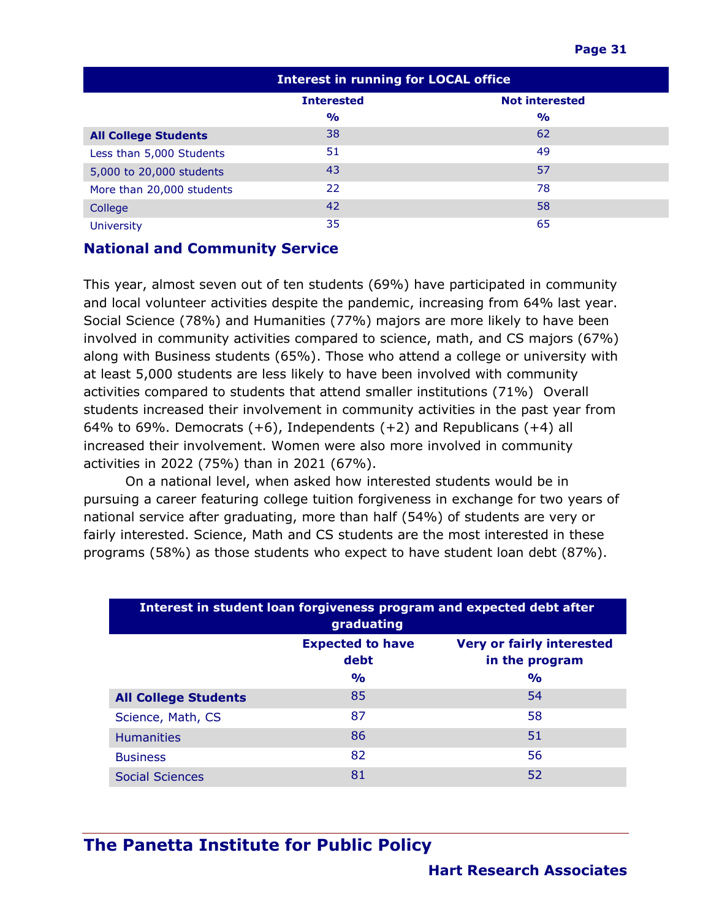| Interest in running for LOCAL office | | |
|---|---|---|
| | **Interested** | **Not interested** |
| | **%** | **%** |
| **All College Students** | 38 | 62 |
| Less than 5,000 Students | 51 | 49 |
| 5,000 to 20,000 students | 43 | 57 |
| More than 20,000 students | 22 | 78 |
| College | 42 | 58 |
| University | 35 | 65 |

## National and Community Service

This year, almost seven out of ten students (69%) have participated in community and local volunteer activities despite the pandemic, increasing from 64% last year. Social Science (78%) and Humanities (77%) majors are more likely to have been involved in community activities compared to science, math, and CS majors (67%) along with Business students (65%). Those who attend a college or university with at least 5,000 students are less likely to have been involved with community activities compared to students that attend smaller institutions (71%) Overall students increased their involvement in community activities in the past year from 64% to 69%. Democrats (+6), Independents (+2) and Republicans (+4) all increased their involvement. Women were also more involved in community activities in 2022 (75%) than in 2021 (67%).

On a national level, when asked how interested students would be in pursuing a career featuring college tuition forgiveness in exchange for two years of national service after graduating, more than half (54%) of students are very or fairly interested. Science, Math and CS students are the most interested in these programs (58%) as those students who expect to have student loan debt (87%).

| Interest in student loan forgiveness program and expected debt after graduating | | |
|---|---|---|
| | **Expected to have debt** | **Very or fairly interested in the program** |
| | **%** | **%** |
| **All College Students** | 85 | 54 |
| Science, Math, CS | 87 | 58 |
| Humanities | 86 | 51 |
| Business | 82 | 56 |
| Social Sciences | 81 | 52 |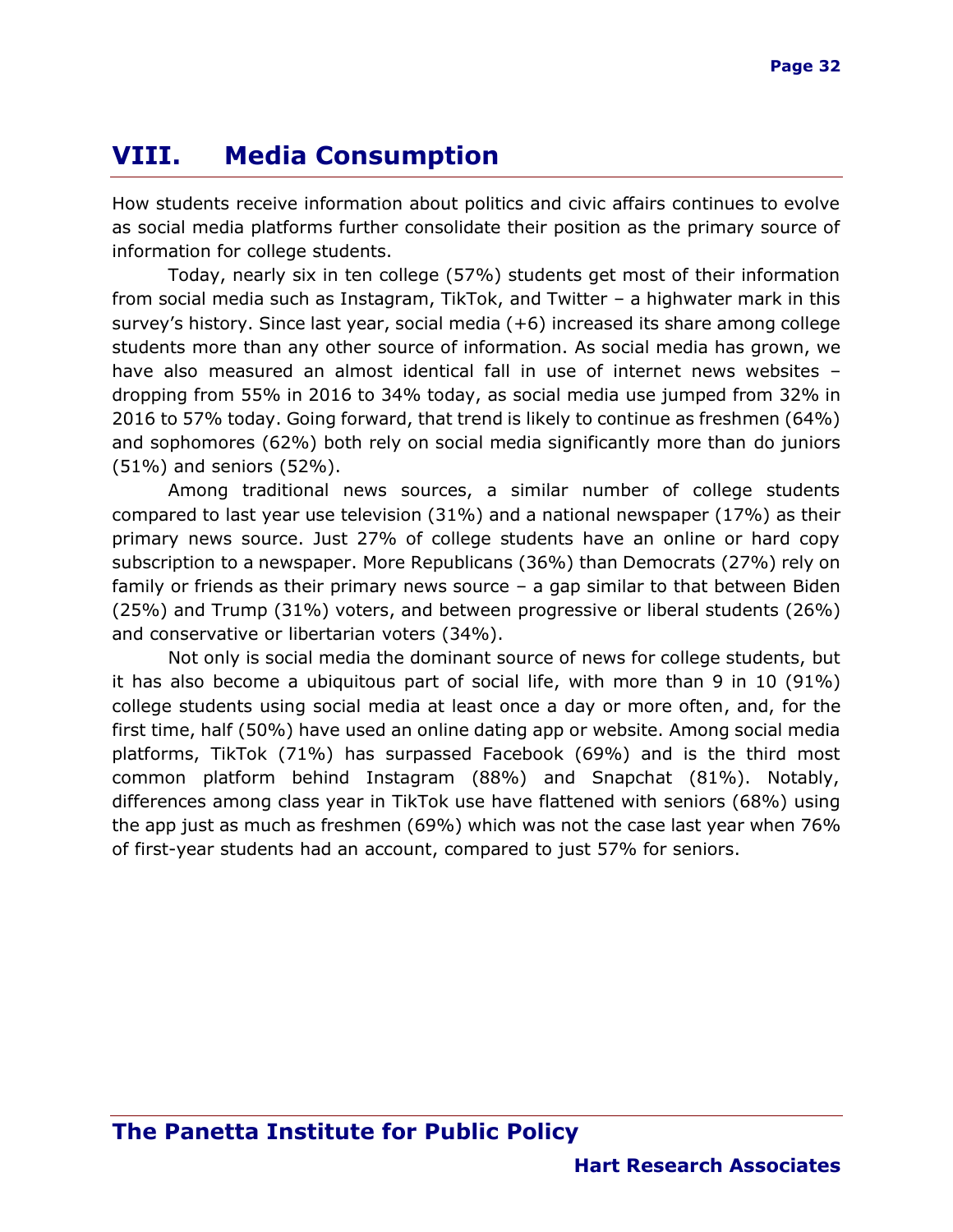# VIII. Media Consumption

How students receive information about politics and civic affairs continues to evolve as social media platforms further consolidate their position as the primary source of information for college students.

Today, nearly six in ten college (57%) students get most of their information from social media such as Instagram, TikTok, and Twitter – a highwater mark in this survey's history. Since last year, social media (+6) increased its share among college students more than any other source of information. As social media has grown, we have also measured an almost identical fall in use of internet news websites – dropping from 55% in 2016 to 34% today, as social media use jumped from 32% in 2016 to 57% today. Going forward, that trend is likely to continue as freshmen (64%) and sophomores (62%) both rely on social media significantly more than do juniors (51%) and seniors (52%).

Among traditional news sources, a similar number of college students compared to last year use television (31%) and a national newspaper (17%) as their primary news source. Just 27% of college students have an online or hard copy subscription to a newspaper. More Republicans (36%) than Democrats (27%) rely on family or friends as their primary news source – a gap similar to that between Biden (25%) and Trump (31%) voters, and between progressive or liberal students (26%) and conservative or libertarian voters (34%).

Not only is social media the dominant source of news for college students, but it has also become a ubiquitous part of social life, with more than 9 in 10 (91%) college students using social media at least once a day or more often, and, for the first time, half (50%) have used an online dating app or website. Among social media platforms, TikTok (71%) has surpassed Facebook (69%) and is the third most common platform behind Instagram (88%) and Snapchat (81%). Notably, differences among class year in TikTok use have flattened with seniors (68%) using the app just as much as freshmen (69%) which was not the case last year when 76% of first-year students had an account, compared to just 57% for seniors.